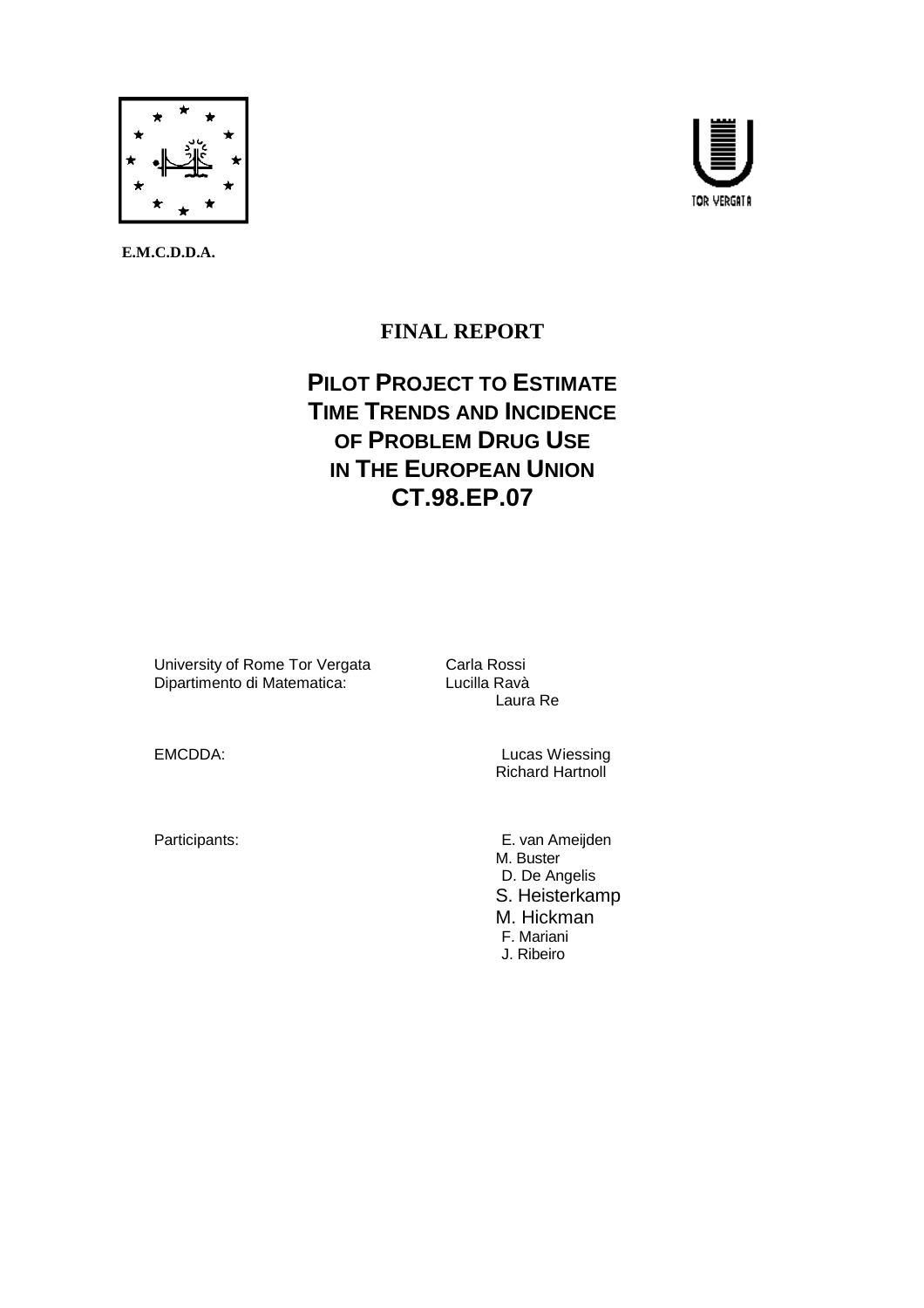**E.M.C.D.D.A.**

TOR VERGATA

# FINAL REPORT

# PILOT PROJECT TO ESTIMATE TIME TRENDS AND INCIDENCE OF PROBLEM DRUG USE IN THE EUROPEAN UNION CT.98.EP.07

University of Rome Tor Vergata
Dipartimento di Matematica: Carla Rossi
Lucilla Ravà
Laura Re

EMCDDA: Lucas Wiessing
Richard Hartnoll

Participants: E. van Ameijden
M. Buster
D. De Angelis
S. Heisterkamp
M. Hickman
F. Mariani
J. Ribeiro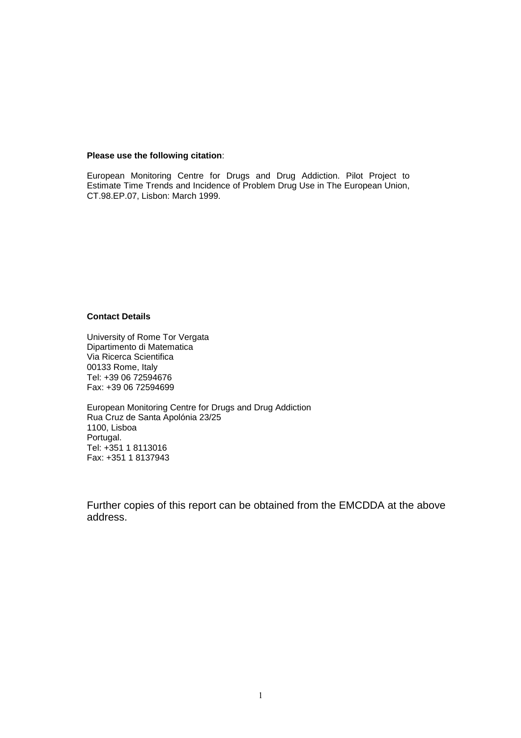**Please use the following citation**:

European Monitoring Centre for Drugs and Drug Addiction. Pilot Project to Estimate Time Trends and Incidence of Problem Drug Use in The European Union, CT.98.EP.07, Lisbon: March 1999.

**Contact Details**

University of Rome Tor Vergata
Dipartimento di Matematica
Via Ricerca Scientifica
00133 Rome, Italy
Tel: +39 06 72594676
Fax: +39 06 72594699

European Monitoring Centre for Drugs and Drug Addiction
Rua Cruz de Santa Apolónia 23/25
1100, Lisboa
Portugal.
Tel: +351 1 8113016
Fax: +351 1 8137943

Further copies of this report can be obtained from the EMCDDA at the above address.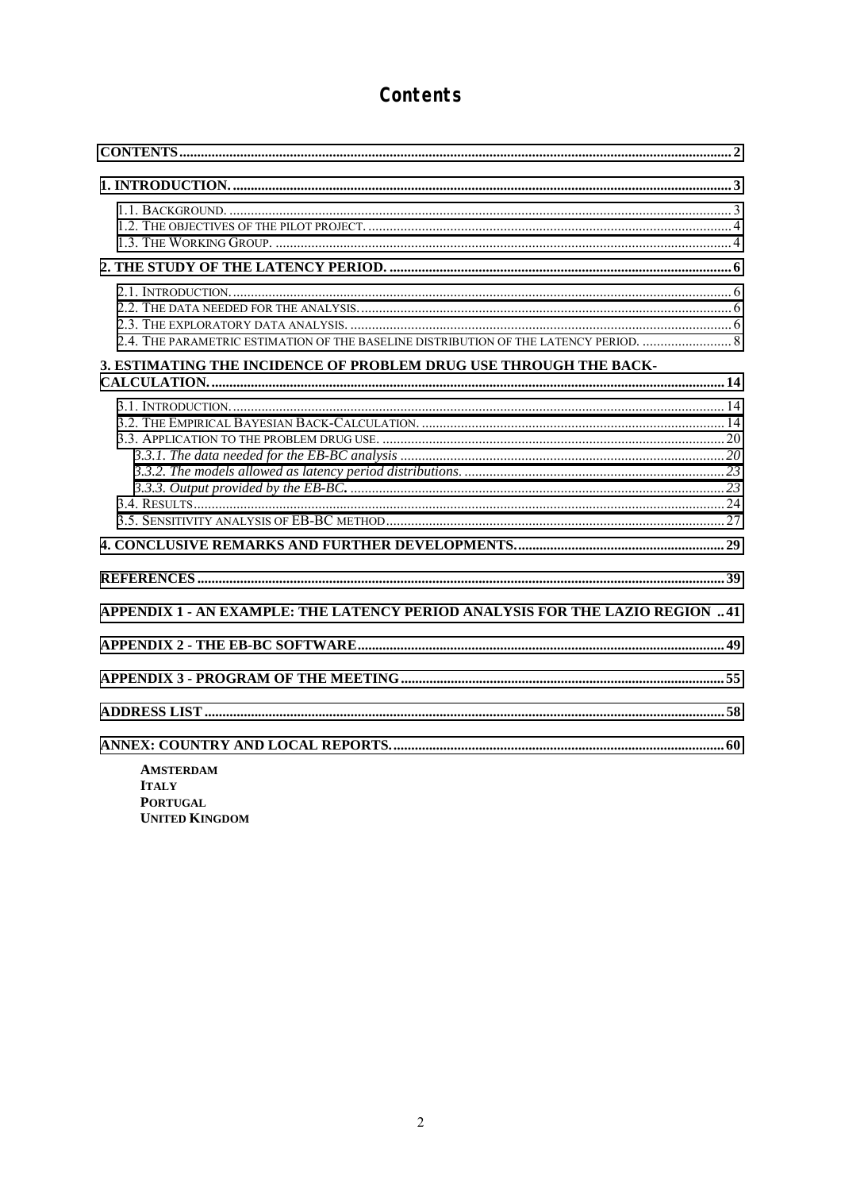# Contents

CONTENTS ..... 2

1. INTRODUCTION. ..... 3

- 1.1. BACKGROUND. ..... 3
- 1.2. THE OBJECTIVES OF THE PILOT PROJECT. ..... 4
- 1.3. THE WORKING GROUP. ..... 4

2. THE STUDY OF THE LATENCY PERIOD. ..... 6

- 2.1. INTRODUCTION. ..... 6
- 2.2. THE DATA NEEDED FOR THE ANALYSIS. ..... 6
- 2.3. THE EXPLORATORY DATA ANALYSIS. ..... 6
- 2.4. THE PARAMETRIC ESTIMATION OF THE BASELINE DISTRIBUTION OF THE LATENCY PERIOD. ..... 8

3. ESTIMATING THE INCIDENCE OF PROBLEM DRUG USE THROUGH THE BACK-CALCULATION. ..... 14

- 3.1. INTRODUCTION. ..... 14
- 3.2. THE EMPIRICAL BAYESIAN BACK-CALCULATION. ..... 14
- 3.3. APPLICATION TO THE PROBLEM DRUG USE. ..... 20
  - *3.3.1. The data needed for the EB-BC analysis* ..... 20
  - *3.3.2. The models allowed as latency period distributions.* ..... 23
  - *3.3.3. Output provided by the EB-BC.* ..... 23
- 3.4. RESULTS ..... 24
- 3.5. SENSITIVITY ANALYSIS OF EB-BC METHOD ..... 27

4. CONCLUSIVE REMARKS AND FURTHER DEVELOPMENTS. ..... 29

REFERENCES ..... 39

APPENDIX 1 - AN EXAMPLE: THE LATENCY PERIOD ANALYSIS FOR THE LAZIO REGION ..... 41

APPENDIX 2 - THE EB-BC SOFTWARE ..... 49

APPENDIX 3 - PROGRAM OF THE MEETING ..... 55

ADDRESS LIST ..... 58

ANNEX: COUNTRY AND LOCAL REPORTS. ..... 60

- **AMSTERDAM**
- **ITALY**
- **PORTUGAL**
- **UNITED KINGDOM**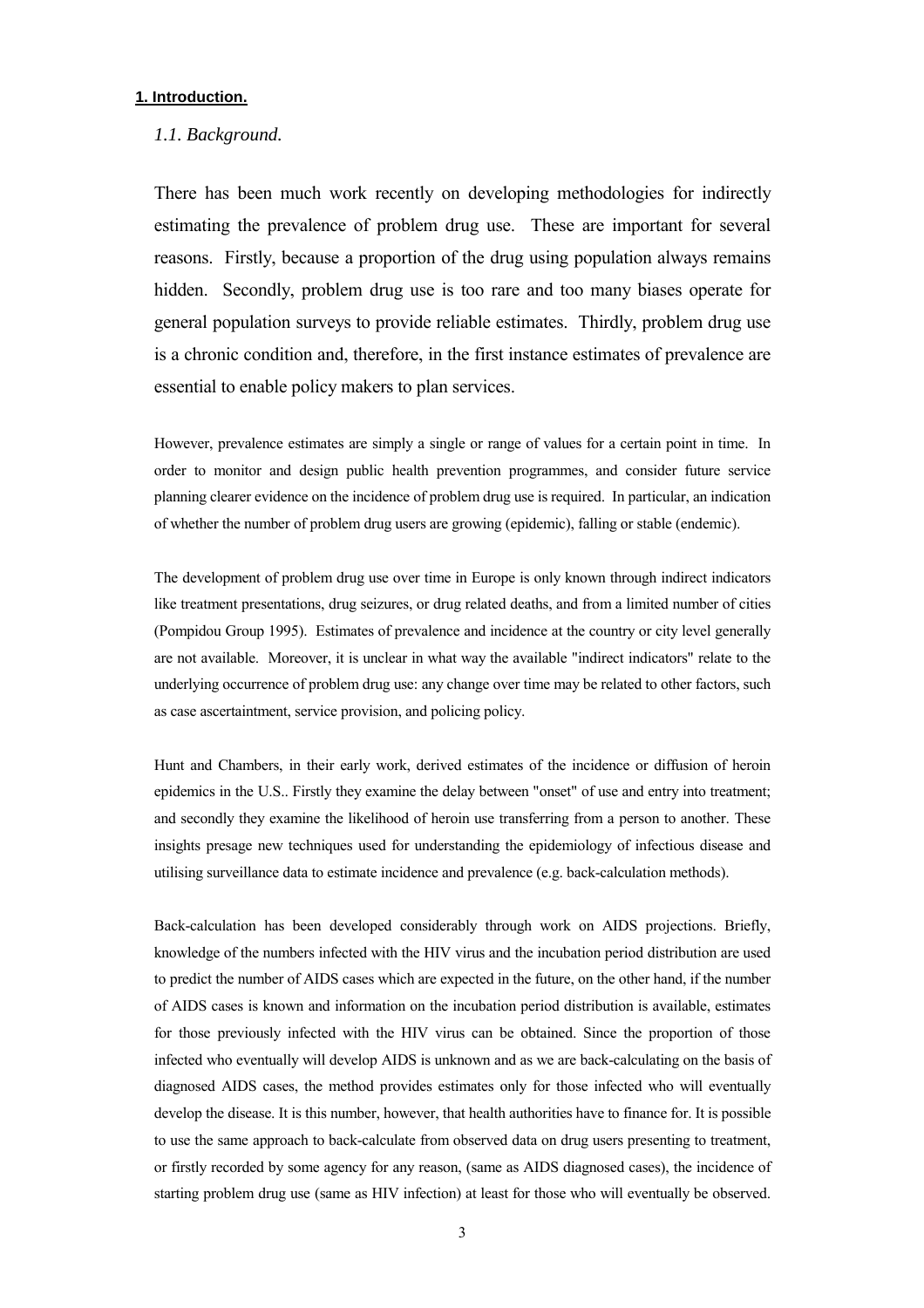## 1. Introduction.

### *1.1. Background.*

There has been much work recently on developing methodologies for indirectly estimating the prevalence of problem drug use. These are important for several reasons. Firstly, because a proportion of the drug using population always remains hidden. Secondly, problem drug use is too rare and too many biases operate for general population surveys to provide reliable estimates. Thirdly, problem drug use is a chronic condition and, therefore, in the first instance estimates of prevalence are essential to enable policy makers to plan services.

However, prevalence estimates are simply a single or range of values for a certain point in time. In order to monitor and design public health prevention programmes, and consider future service planning clearer evidence on the incidence of problem drug use is required. In particular, an indication of whether the number of problem drug users are growing (epidemic), falling or stable (endemic).

The development of problem drug use over time in Europe is only known through indirect indicators like treatment presentations, drug seizures, or drug related deaths, and from a limited number of cities (Pompidou Group 1995). Estimates of prevalence and incidence at the country or city level generally are not available. Moreover, it is unclear in what way the available "indirect indicators" relate to the underlying occurrence of problem drug use: any change over time may be related to other factors, such as case ascertaintment, service provision, and policing policy.

Hunt and Chambers, in their early work, derived estimates of the incidence or diffusion of heroin epidemics in the U.S.. Firstly they examine the delay between "onset" of use and entry into treatment; and secondly they examine the likelihood of heroin use transferring from a person to another. These insights presage new techniques used for understanding the epidemiology of infectious disease and utilising surveillance data to estimate incidence and prevalence (e.g. back-calculation methods).

Back-calculation has been developed considerably through work on AIDS projections. Briefly, knowledge of the numbers infected with the HIV virus and the incubation period distribution are used to predict the number of AIDS cases which are expected in the future, on the other hand, if the number of AIDS cases is known and information on the incubation period distribution is available, estimates for those previously infected with the HIV virus can be obtained. Since the proportion of those infected who eventually will develop AIDS is unknown and as we are back-calculating on the basis of diagnosed AIDS cases, the method provides estimates only for those infected who will eventually develop the disease. It is this number, however, that health authorities have to finance for. It is possible to use the same approach to back-calculate from observed data on drug users presenting to treatment, or firstly recorded by some agency for any reason, (same as AIDS diagnosed cases), the incidence of starting problem drug use (same as HIV infection) at least for those who will eventually be observed.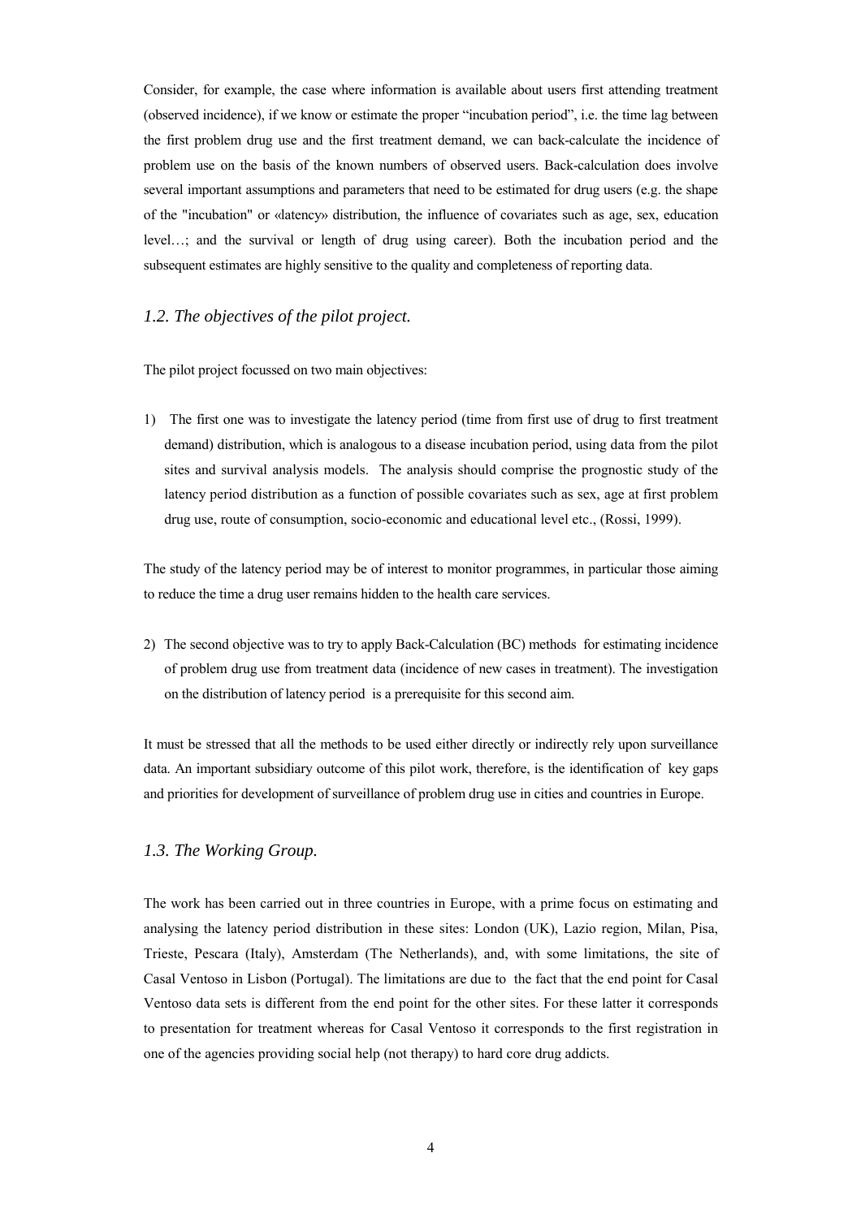Consider, for example, the case where information is available about users first attending treatment (observed incidence), if we know or estimate the proper "incubation period", i.e. the time lag between the first problem drug use and the first treatment demand, we can back-calculate the incidence of problem use on the basis of the known numbers of observed users. Back-calculation does involve several important assumptions and parameters that need to be estimated for drug users (e.g. the shape of the "incubation" or «latency» distribution, the influence of covariates such as age, sex, education level…; and the survival or length of drug using career). Both the incubation period and the subsequent estimates are highly sensitive to the quality and completeness of reporting data.

### *1.2. The objectives of the pilot project.*

The pilot project focussed on two main objectives:

1) The first one was to investigate the latency period (time from first use of drug to first treatment demand) distribution, which is analogous to a disease incubation period, using data from the pilot sites and survival analysis models. The analysis should comprise the prognostic study of the latency period distribution as a function of possible covariates such as sex, age at first problem drug use, route of consumption, socio-economic and educational level etc., (Rossi, 1999).

The study of the latency period may be of interest to monitor programmes, in particular those aiming to reduce the time a drug user remains hidden to the health care services.

2) The second objective was to try to apply Back-Calculation (BC) methods for estimating incidence of problem drug use from treatment data (incidence of new cases in treatment). The investigation on the distribution of latency period is a prerequisite for this second aim.

It must be stressed that all the methods to be used either directly or indirectly rely upon surveillance data. An important subsidiary outcome of this pilot work, therefore, is the identification of key gaps and priorities for development of surveillance of problem drug use in cities and countries in Europe.

### *1.3. The Working Group.*

The work has been carried out in three countries in Europe, with a prime focus on estimating and analysing the latency period distribution in these sites: London (UK), Lazio region, Milan, Pisa, Trieste, Pescara (Italy), Amsterdam (The Netherlands), and, with some limitations, the site of Casal Ventoso in Lisbon (Portugal). The limitations are due to the fact that the end point for Casal Ventoso data sets is different from the end point for the other sites. For these latter it corresponds to presentation for treatment whereas for Casal Ventoso it corresponds to the first registration in one of the agencies providing social help (not therapy) to hard core drug addicts.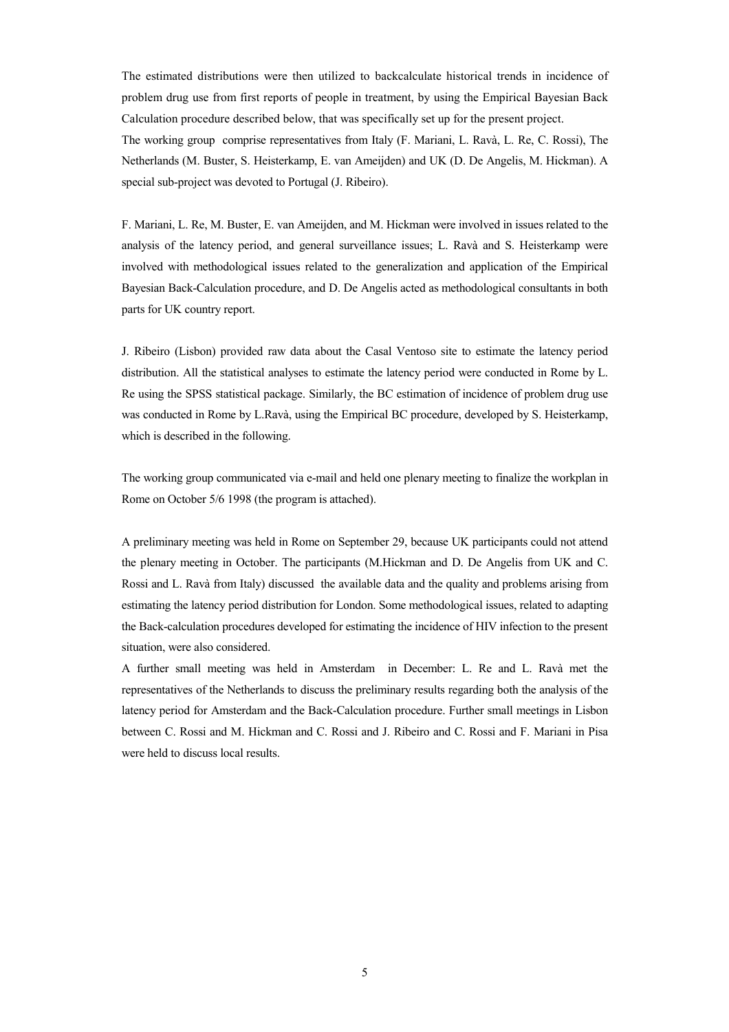The estimated distributions were then utilized to backcalculate historical trends in incidence of problem drug use from first reports of people in treatment, by using the Empirical Bayesian Back Calculation procedure described below, that was specifically set up for the present project.
The working group comprise representatives from Italy (F. Mariani, L. Ravà, L. Re, C. Rossi), The Netherlands (M. Buster, S. Heisterkamp, E. van Ameijden) and UK (D. De Angelis, M. Hickman). A special sub-project was devoted to Portugal (J. Ribeiro).

F. Mariani, L. Re, M. Buster, E. van Ameijden, and M. Hickman were involved in issues related to the analysis of the latency period, and general surveillance issues; L. Ravà and S. Heisterkamp were involved with methodological issues related to the generalization and application of the Empirical Bayesian Back-Calculation procedure, and D. De Angelis acted as methodological consultants in both parts for UK country report.

J. Ribeiro (Lisbon) provided raw data about the Casal Ventoso site to estimate the latency period distribution. All the statistical analyses to estimate the latency period were conducted in Rome by L. Re using the SPSS statistical package. Similarly, the BC estimation of incidence of problem drug use was conducted in Rome by L.Ravà, using the Empirical BC procedure, developed by S. Heisterkamp, which is described in the following.

The working group communicated via e-mail and held one plenary meeting to finalize the workplan in Rome on October 5/6 1998 (the program is attached).

A preliminary meeting was held in Rome on September 29, because UK participants could not attend the plenary meeting in October. The participants (M.Hickman and D. De Angelis from UK and C. Rossi and L. Ravà from Italy) discussed the available data and the quality and problems arising from estimating the latency period distribution for London. Some methodological issues, related to adapting the Back-calculation procedures developed for estimating the incidence of HIV infection to the present situation, were also considered.
A further small meeting was held in Amsterdam in December: L. Re and L. Ravà met the representatives of the Netherlands to discuss the preliminary results regarding both the analysis of the latency period for Amsterdam and the Back-Calculation procedure. Further small meetings in Lisbon between C. Rossi and M. Hickman and C. Rossi and J. Ribeiro and C. Rossi and F. Mariani in Pisa were held to discuss local results.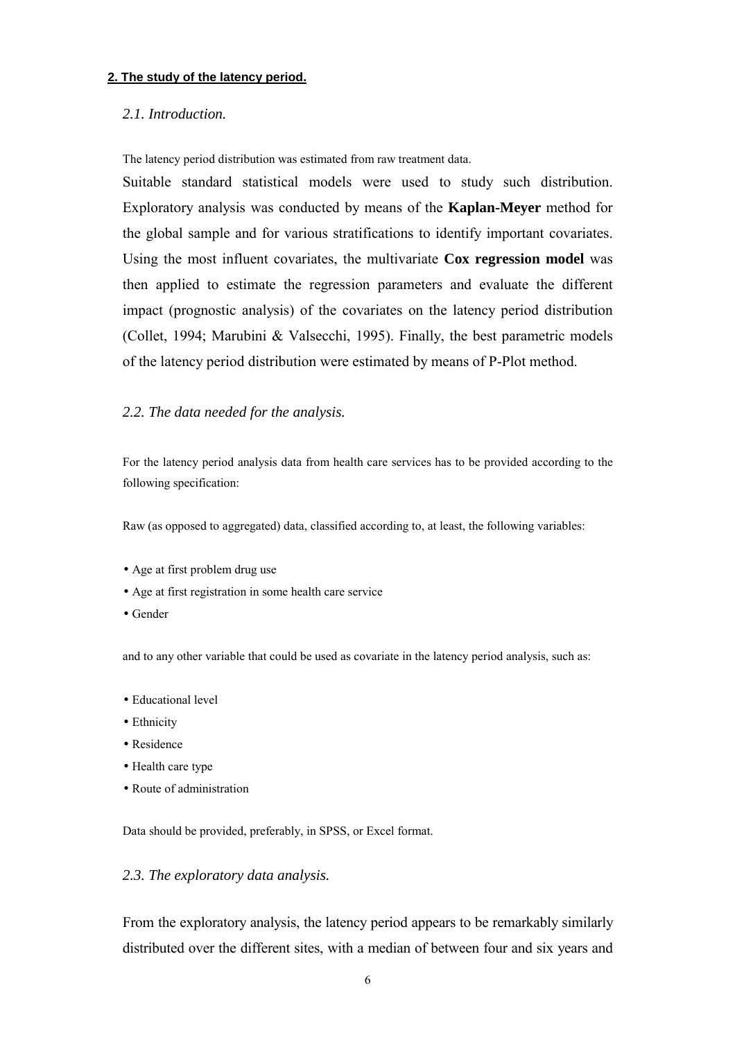## 2. The study of the latency period.

### *2.1. Introduction.*

The latency period distribution was estimated from raw treatment data.

Suitable standard statistical models were used to study such distribution. Exploratory analysis was conducted by means of the **Kaplan-Meyer** method for the global sample and for various stratifications to identify important covariates. Using the most influent covariates, the multivariate **Cox regression model** was then applied to estimate the regression parameters and evaluate the different impact (prognostic analysis) of the covariates on the latency period distribution (Collet, 1994; Marubini & Valsecchi, 1995). Finally, the best parametric models of the latency period distribution were estimated by means of P-Plot method.

### *2.2. The data needed for the analysis.*

For the latency period analysis data from health care services has to be provided according to the following specification:

Raw (as opposed to aggregated) data, classified according to, at least, the following variables:

- Age at first problem drug use
- Age at first registration in some health care service
- Gender

and to any other variable that could be used as covariate in the latency period analysis, such as:

- Educational level
- Ethnicity
- Residence
- Health care type
- Route of administration

Data should be provided, preferably, in SPSS, or Excel format.

### *2.3. The exploratory data analysis.*

From the exploratory analysis, the latency period appears to be remarkably similarly distributed over the different sites, with a median of between four and six years and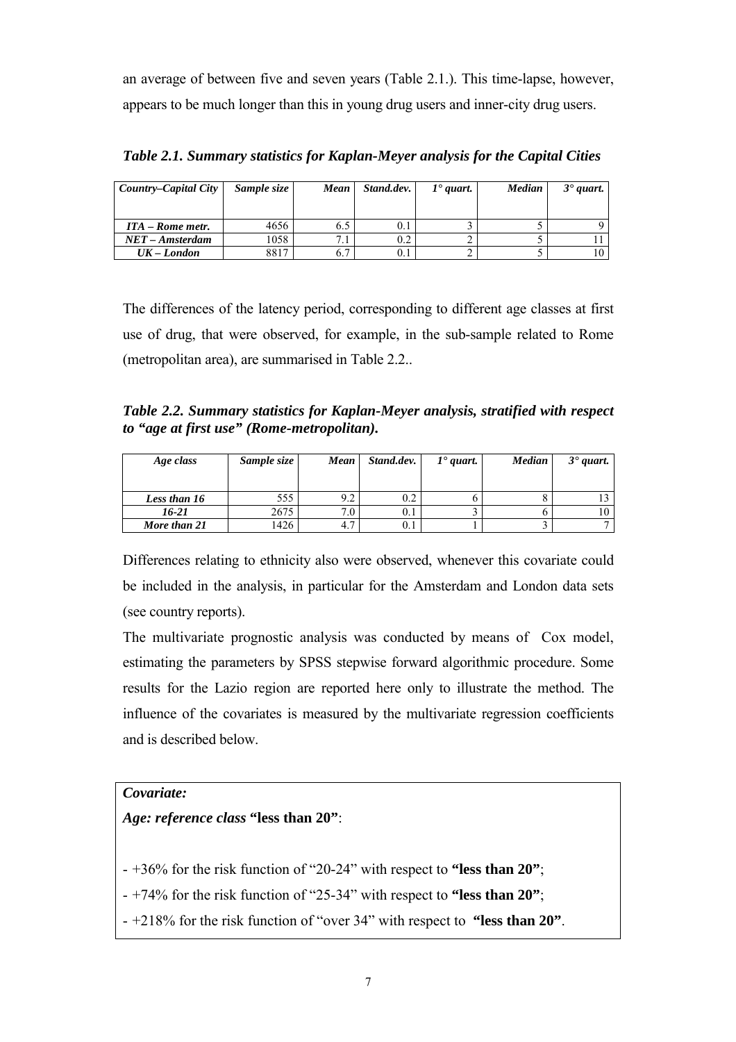an average of between five and seven years (Table 2.1.). This time-lapse, however, appears to be much longer than this in young drug users and inner-city drug users.

***Table 2.1. Summary statistics for Kaplan-Meyer analysis for the Capital Cities***

| *Country–Capital City* | *Sample size* | *Mean* | *Stand.dev.* | *1° quart.* | *Median* | *3° quart.* |
|---|---|---|---|---|---|---|
| *ITA – Rome metr.* | 4656 | 6.5 | 0.1 | 3 | 5 | 9 |
| *NET – Amsterdam* | 1058 | 7.1 | 0.2 | 2 | 5 | 11 |
| *UK – London* | 8817 | 6.7 | 0.1 | 2 | 5 | 10 |

The differences of the latency period, corresponding to different age classes at first use of drug, that were observed, for example, in the sub-sample related to Rome (metropolitan area), are summarised in Table 2.2..

***Table 2.2. Summary statistics for Kaplan-Meyer analysis, stratified with respect to "age at first use" (Rome-metropolitan).***

| *Age class* | *Sample size* | *Mean* | *Stand.dev.* | *1° quart.* | *Median* | *3° quart.* |
|---|---|---|---|---|---|---|
| *Less than 16* | 555 | 9.2 | 0.2 | 6 | 8 | 13 |
| *16-21* | 2675 | 7.0 | 0.1 | 3 | 6 | 10 |
| *More than 21* | 1426 | 4.7 | 0.1 | 1 | 3 | 7 |

Differences relating to ethnicity also were observed, whenever this covariate could be included in the analysis, in particular for the Amsterdam and London data sets (see country reports).

The multivariate prognostic analysis was conducted by means of Cox model, estimating the parameters by SPSS stepwise forward algorithmic procedure. Some results for the Lazio region are reported here only to illustrate the method. The influence of the covariates is measured by the multivariate regression coefficients and is described below.

***Covariate:***

***Age: reference class* "less than 20"**:

- +36% for the risk function of "20-24" with respect to **"less than 20"**;
- +74% for the risk function of "25-34" with respect to **"less than 20"**;
- +218% for the risk function of "over 34" with respect to **"less than 20"**.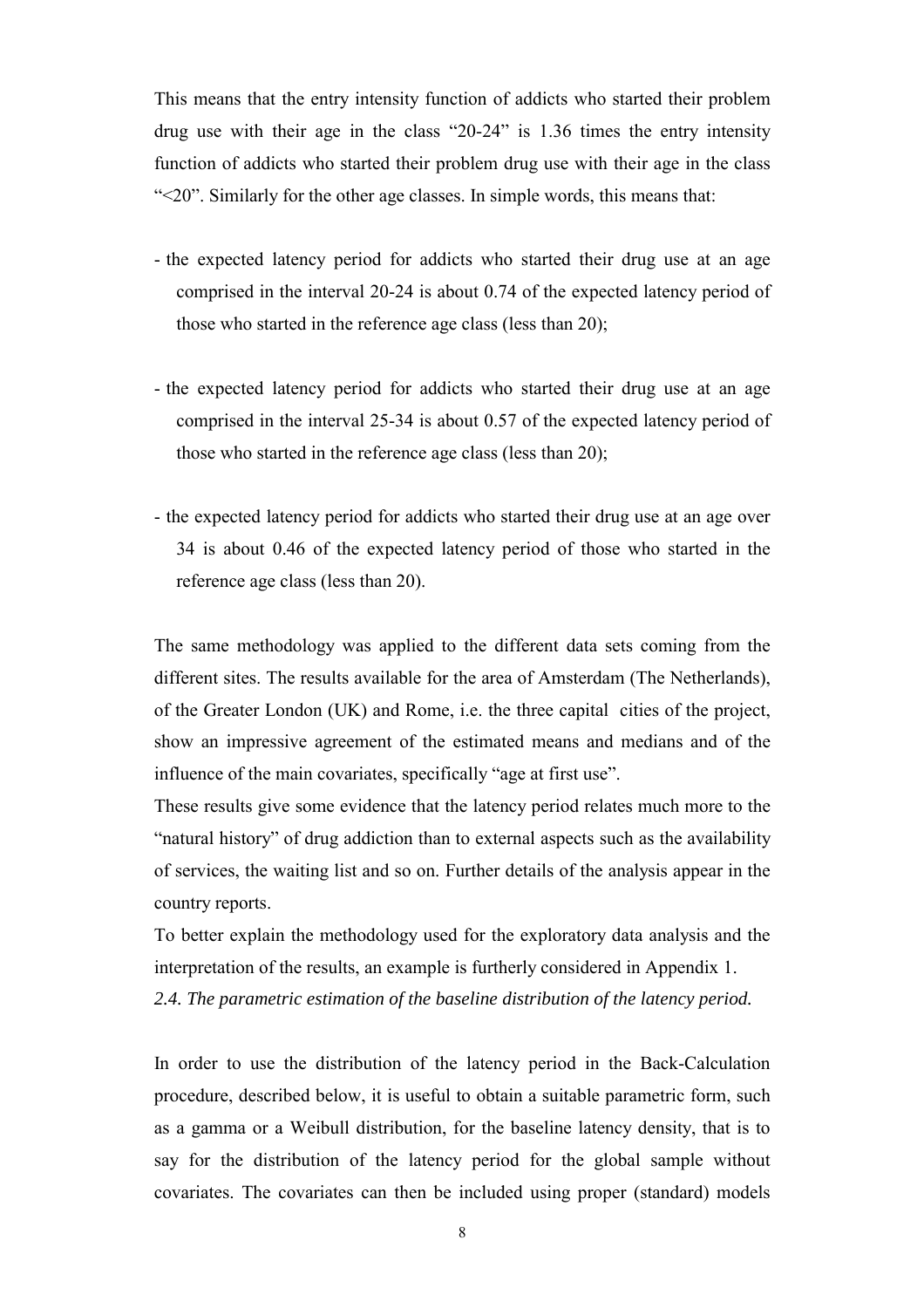This means that the entry intensity function of addicts who started their problem drug use with their age in the class “20-24” is 1.36 times the entry intensity function of addicts who started their problem drug use with their age in the class “<20”. Similarly for the other age classes. In simple words, this means that:

- the expected latency period for addicts who started their drug use at an age comprised in the interval 20-24 is about 0.74 of the expected latency period of those who started in the reference age class (less than 20);

- the expected latency period for addicts who started their drug use at an age comprised in the interval 25-34 is about 0.57 of the expected latency period of those who started in the reference age class (less than 20);

- the expected latency period for addicts who started their drug use at an age over 34 is about 0.46 of the expected latency period of those who started in the reference age class (less than 20).

The same methodology was applied to the different data sets coming from the different sites. The results available for the area of Amsterdam (The Netherlands), of the Greater London (UK) and Rome, i.e. the three capital cities of the project, show an impressive agreement of the estimated means and medians and of the influence of the main covariates, specifically “age at first use”.
These results give some evidence that the latency period relates much more to the “natural history” of drug addiction than to external aspects such as the availability of services, the waiting list and so on. Further details of the analysis appear in the country reports.
To better explain the methodology used for the exploratory data analysis and the interpretation of the results, an example is furtherly considered in Appendix 1.

*2.4. The parametric estimation of the baseline distribution of the latency period.*

In order to use the distribution of the latency period in the Back-Calculation procedure, described below, it is useful to obtain a suitable parametric form, such as a gamma or a Weibull distribution, for the baseline latency density, that is to say for the distribution of the latency period for the global sample without covariates. The covariates can then be included using proper (standard) models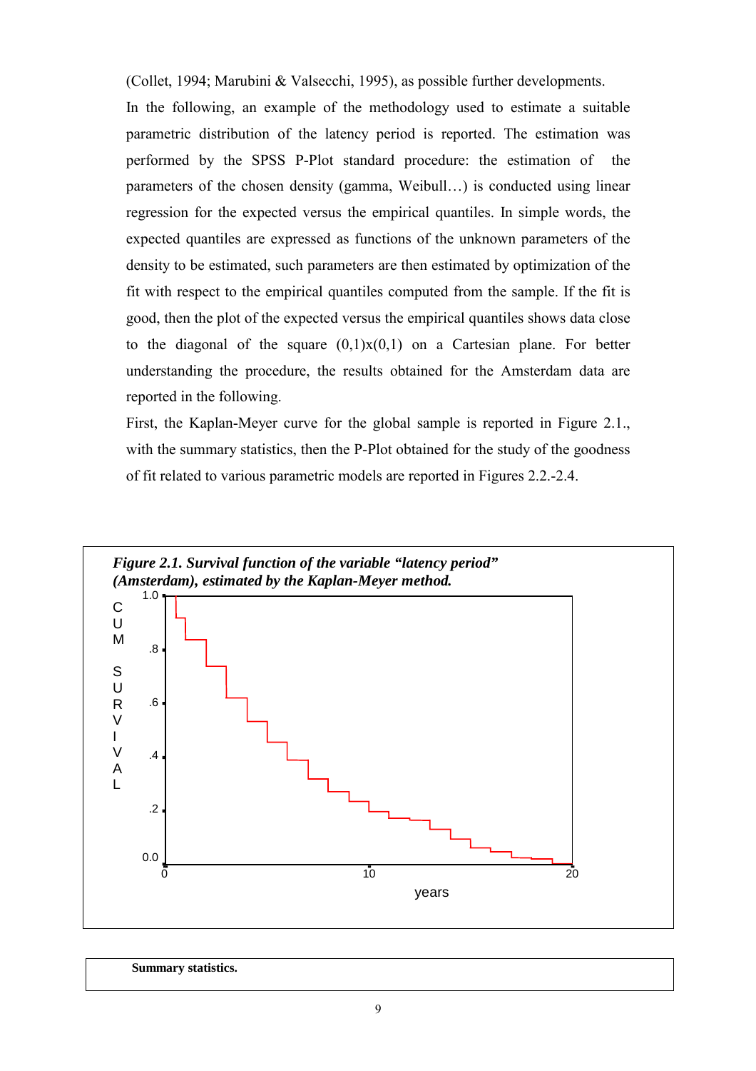(Collet, 1994; Marubini & Valsecchi, 1995), as possible further developments.

In the following, an example of the methodology used to estimate a suitable parametric distribution of the latency period is reported. The estimation was performed by the SPSS P-Plot standard procedure: the estimation of the parameters of the chosen density (gamma, Weibull…) is conducted using linear regression for the expected versus the empirical quantiles. In simple words, the expected quantiles are expressed as functions of the unknown parameters of the density to be estimated, such parameters are then estimated by optimization of the fit with respect to the empirical quantiles computed from the sample. If the fit is good, then the plot of the expected versus the empirical quantiles shows data close to the diagonal of the square (0,1)x(0,1) on a Cartesian plane. For better understanding the procedure, the results obtained for the Amsterdam data are reported in the following.

First, the Kaplan-Meyer curve for the global sample is reported in Figure 2.1., with the summary statistics, then the P-Plot obtained for the study of the goodness of fit related to various parametric models are reported in Figures 2.2.-2.4.

***Figure 2.1. Survival function of the variable "latency period" (Amsterdam), estimated by the Kaplan-Meyer method.***

**Summary statistics.**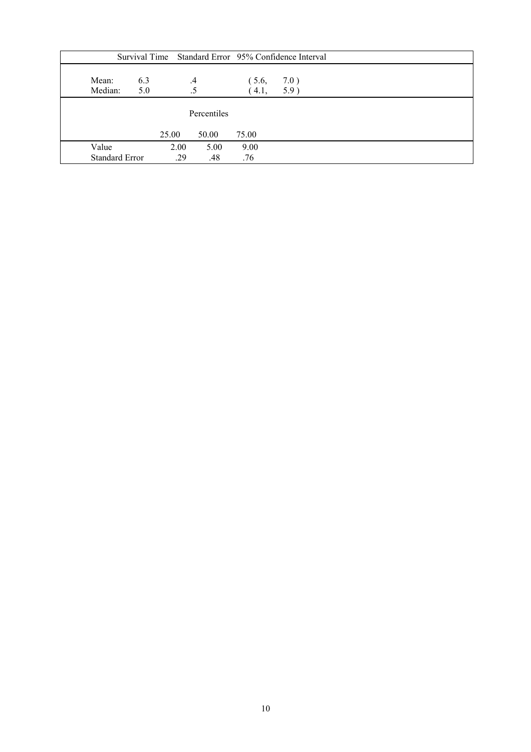| | Survival Time | Standard Error | 95% Confidence Interval | |
|---|---|---|---|---|
| Mean: | 6.3 | .4 | ( 5.6, | 7.0 ) |
| Median: | 5.0 | .5 | ( 4.1, | 5.9 ) |

| | Percentiles | | |
|---|---|---|---|
| | 25.00 | 50.00 | 75.00 |
| Value | 2.00 | 5.00 | 9.00 |
| Standard Error | .29 | .48 | .76 |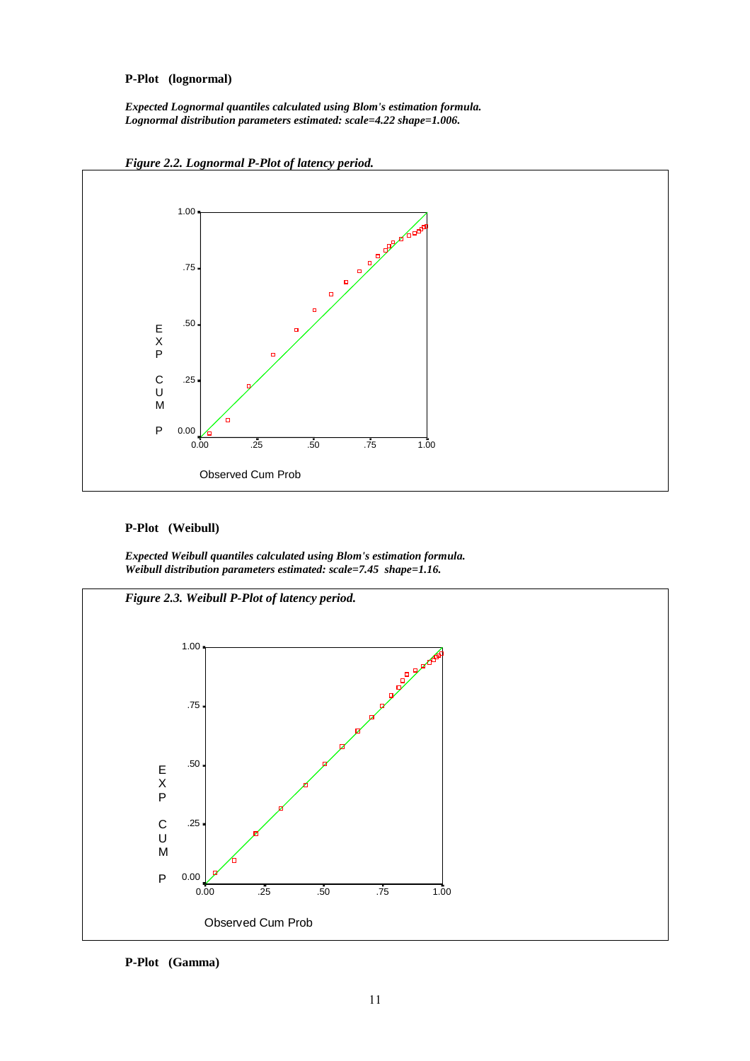**P-Plot (lognormal)**

***Expected Lognormal quantiles calculated using Blom's estimation formula.***
***Lognormal distribution parameters estimated: scale=4.22 shape=1.006.***

***Figure 2.2. Lognormal P-Plot of latency period.***

**P-Plot (Weibull)**

***Expected Weibull quantiles calculated using Blom's estimation formula.***
***Weibull distribution parameters estimated: scale=7.45 shape=1.16.***

***Figure 2.3. Weibull P-Plot of latency period.***

**P-Plot (Gamma)**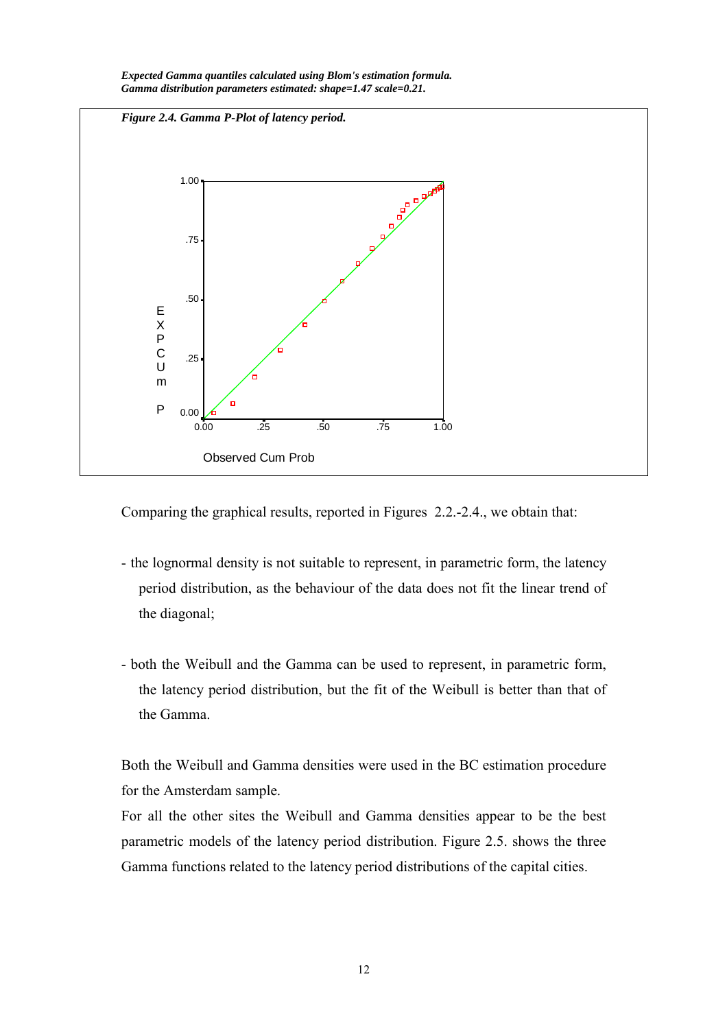*Expected Gamma quantiles calculated using Blom's estimation formula.*
*Gamma distribution parameters estimated: shape=1.47 scale=0.21.*

***Figure 2.4. Gamma P-Plot of latency period.***

Comparing the graphical results, reported in Figures 2.2.-2.4., we obtain that:

- the lognormal density is not suitable to represent, in parametric form, the latency period distribution, as the behaviour of the data does not fit the linear trend of the diagonal;

- both the Weibull and the Gamma can be used to represent, in parametric form, the latency period distribution, but the fit of the Weibull is better than that of the Gamma.

Both the Weibull and Gamma densities were used in the BC estimation procedure for the Amsterdam sample.

For all the other sites the Weibull and Gamma densities appear to be the best parametric models of the latency period distribution. Figure 2.5. shows the three Gamma functions related to the latency period distributions of the capital cities.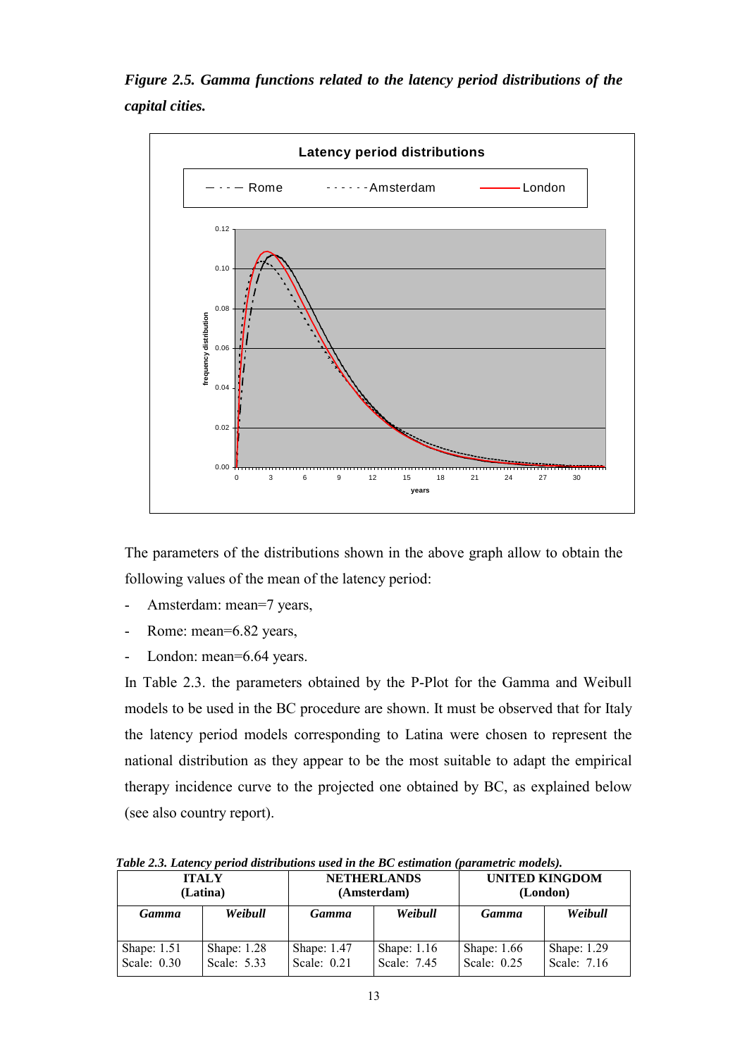***Figure 2.5. Gamma functions related to the latency period distributions of the capital cities.***

The parameters of the distributions shown in the above graph allow to obtain the following values of the mean of the latency period:

- Amsterdam: mean=7 years,
- Rome: mean=6.82 years,
- London: mean=6.64 years.

In Table 2.3. the parameters obtained by the P-Plot for the Gamma and Weibull models to be used in the BC procedure are shown. It must be observed that for Italy the latency period models corresponding to Latina were chosen to represent the national distribution as they appear to be the most suitable to adapt the empirical therapy incidence curve to the projected one obtained by BC, as explained below (see also country report).

***Table 2.3. Latency period distributions used in the BC estimation (parametric models).***

| ITALY (Latina) | | NETHERLANDS (Amsterdam) | | UNITED KINGDOM (London) | |
|---|---|---|---|---|---|
| *Gamma* | *Weibull* | *Gamma* | *Weibull* | *Gamma* | *Weibull* |
| Shape: 1.51<br>Scale: 0.30 | Shape: 1.28<br>Scale: 5.33 | Shape: 1.47<br>Scale: 0.21 | Shape: 1.16<br>Scale: 7.45 | Shape: 1.66<br>Scale: 0.25 | Shape: 1.29<br>Scale: 7.16 |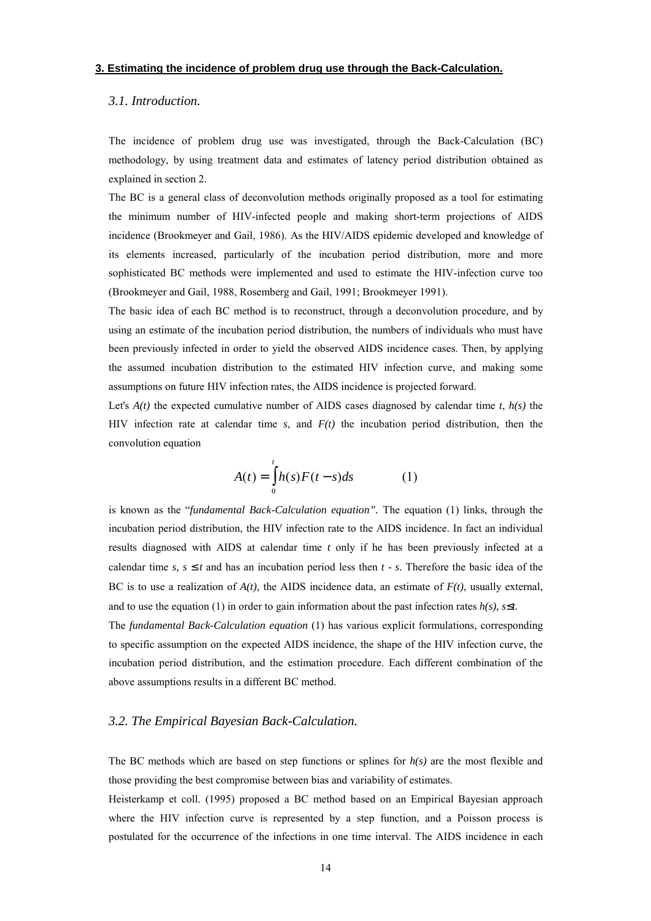**3. Estimating the incidence of problem drug use through the Back-Calculation.**

### *3.1. Introduction.*

The incidence of problem drug use was investigated, through the Back-Calculation (BC) methodology, by using treatment data and estimates of latency period distribution obtained as explained in section 2.

The BC is a general class of deconvolution methods originally proposed as a tool for estimating the minimum number of HIV-infected people and making short-term projections of AIDS incidence (Brookmeyer and Gail, 1986). As the HIV/AIDS epidemic developed and knowledge of its elements increased, particularly of the incubation period distribution, more and more sophisticated BC methods were implemented and used to estimate the HIV-infection curve too (Brookmeyer and Gail, 1988, Rosemberg and Gail, 1991; Brookmeyer 1991).

The basic idea of each BC method is to reconstruct, through a deconvolution procedure, and by using an estimate of the incubation period distribution, the numbers of individuals who must have been previously infected in order to yield the observed AIDS incidence cases. Then, by applying the assumed incubation distribution to the estimated HIV infection curve, and making some assumptions on future HIV infection rates, the AIDS incidence is projected forward.

Let's $A(t)$ the expected cumulative number of AIDS cases diagnosed by calendar time $t$, $h(s)$ the HIV infection rate at calendar time $s$, and $F(t)$ the incubation period distribution, then the convolution equation

$$A(t) = \int_0^t h(s)F(t-s)ds \qquad (1)$$

is known as the "*fundamental Back-Calculation equation".* The equation (1) links, through the incubation period distribution, the HIV infection rate to the AIDS incidence. In fact an individual results diagnosed with AIDS at calendar time $t$ only if he has been previously infected at a calendar time $s$, $s \le t$ and has an incubation period less then $t - s$. Therefore the basic idea of the BC is to use a realization of $A(t)$, the AIDS incidence data, an estimate of $F(t)$, usually external, and to use the equation (1) in order to gain information about the past infection rates $h(s)$, $s \le t$.

The *fundamental Back-Calculation equation* (1) has various explicit formulations, corresponding to specific assumption on the expected AIDS incidence, the shape of the HIV infection curve, the incubation period distribution, and the estimation procedure. Each different combination of the above assumptions results in a different BC method.

### *3.2. The Empirical Bayesian Back-Calculation.*

The BC methods which are based on step functions or splines for $h(s)$ are the most flexible and those providing the best compromise between bias and variability of estimates.

Heisterkamp et coll. (1995) proposed a BC method based on an Empirical Bayesian approach where the HIV infection curve is represented by a step function, and a Poisson process is postulated for the occurrence of the infections in one time interval. The AIDS incidence in each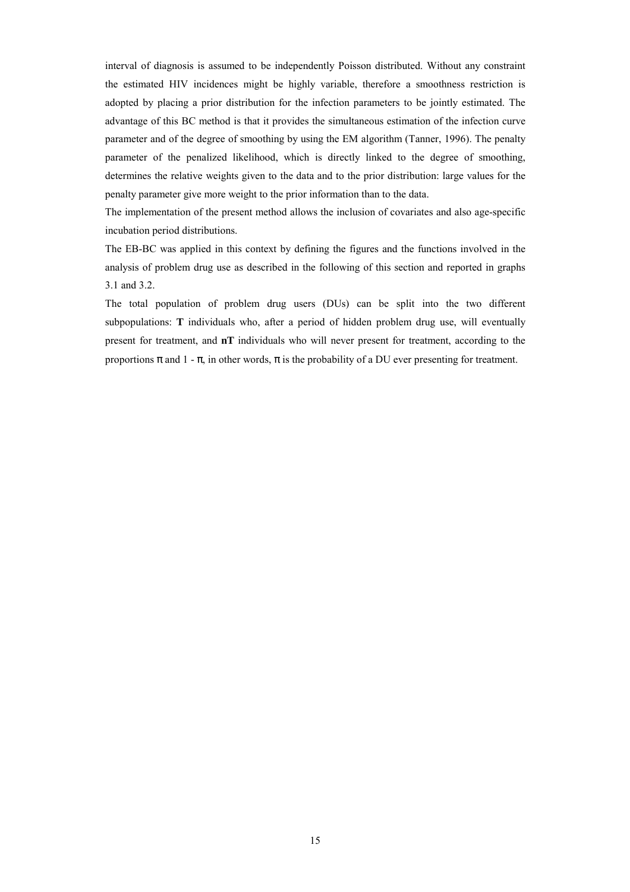interval of diagnosis is assumed to be independently Poisson distributed. Without any constraint the estimated HIV incidences might be highly variable, therefore a smoothness restriction is adopted by placing a prior distribution for the infection parameters to be jointly estimated. The advantage of this BC method is that it provides the simultaneous estimation of the infection curve parameter and of the degree of smoothing by using the EM algorithm (Tanner, 1996). The penalty parameter of the penalized likelihood, which is directly linked to the degree of smoothing, determines the relative weights given to the data and to the prior distribution: large values for the penalty parameter give more weight to the prior information than to the data.

The implementation of the present method allows the inclusion of covariates and also age-specific incubation period distributions.

The EB-BC was applied in this context by defining the figures and the functions involved in the analysis of problem drug use as described in the following of this section and reported in graphs 3.1 and 3.2.

The total population of problem drug users (DUs) can be split into the two different subpopulations: **T** individuals who, after a period of hidden problem drug use, will eventually present for treatment, and **nT** individuals who will never present for treatment, according to the proportions $\pi$ and $1 - \pi$, in other words, $\pi$ is the probability of a DU ever presenting for treatment.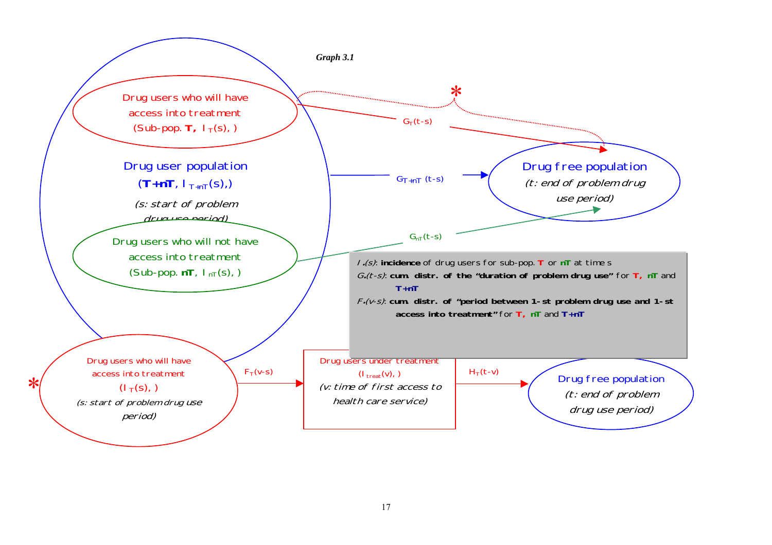*Graph 3.1*

Drug users who will have access into treatment (Sub-pop. **T**, $I_T(s)$, )

Drug user population (**T+nT**, $I_{T+nT}(s)$,)

*(s: start of problem drug use period)*

Drug users who will not have access into treatment (Sub-pop. **nT**, $I_{nT}(s)$, )

$G_T(t-s)$

$G_{T+nT}(t-s)$

$G_{nT}(t-s)$

*

Drug free population

*(t: end of problem drug use period)*

$I_\bullet(s)$: **incidence** of drug users for sub-pop. **T** or **nT** at time s

$G_\bullet(t-s)$: **cum. distr. of the "duration of problem drug use"** for **T**, **nT** and **T+nT**

$F_\bullet(v-s)$: **cum. distr. of "period between 1-st problem drug use and 1-st access into treatment"** for **T**, **nT** and **T+nT**

*

Drug users who will have access into treatment ($I_T(s)$, )

*(s: start of problem drug use period)*

$F_T(v-s)$

Drug users under treatment ($I_{treat}(v)$, )

*(v: time of first access to health care service)*

$H_T(t-v)$

Drug free population

*(t: end of problem drug use period)*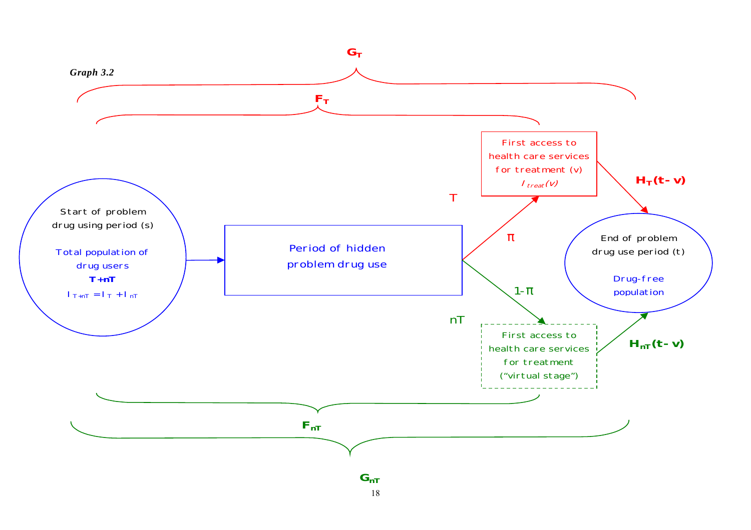*Graph 3.2*

$G_T$

$F_T$

Start of problem drug using period (s)

Total population of drug users

**T+nT**

$I_{T+nT} = I_T + I_{nT}$

Period of hidden problem drug use

T

π

First access to health care services for treatment (v)

$I_{treat}(v)$

$H_T(t-v)$

1-π

nT

First access to health care services for treatment ("virtual stage")

$H_{nT}(t-v)$

End of problem drug use period (t)

Drug-free population

$F_{nT}$

$G_{nT}$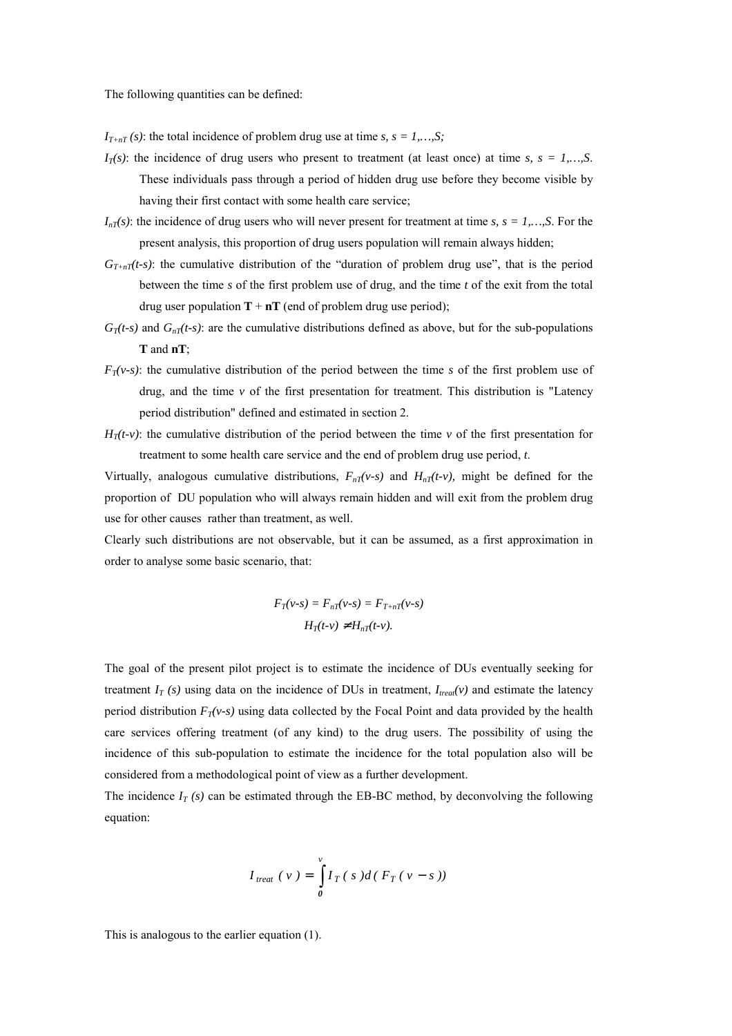The following quantities can be defined:

$I_{T+nT}(s)$: the total incidence of problem drug use at time *s, s = 1,…,S;*

$I_T(s)$: the incidence of drug users who present to treatment (at least once) at time *s, s = 1,…,S*. These individuals pass through a period of hidden drug use before they become visible by having their first contact with some health care service;

$I_{nT}(s)$: the incidence of drug users who will never present for treatment at time *s, s = 1,…,S*. For the present analysis, this proportion of drug users population will remain always hidden;

$G_{T+nT}(t\text{-}s)$: the cumulative distribution of the "duration of problem drug use", that is the period between the time *s* of the first problem use of drug, and the time *t* of the exit from the total drug user population **T** + **nT** (end of problem drug use period);

$G_T(t\text{-}s)$ and $G_{nT}(t\text{-}s)$: are the cumulative distributions defined as above, but for the sub-populations **T** and **nT**;

$F_T(v\text{-}s)$: the cumulative distribution of the period between the time *s* of the first problem use of drug, and the time *v* of the first presentation for treatment. This distribution is "Latency period distribution" defined and estimated in section 2.

$H_T(t\text{-}v)$: the cumulative distribution of the period between the time *v* of the first presentation for treatment to some health care service and the end of problem drug use period, *t*.

Virtually, analogous cumulative distributions, $F_{nT}(v\text{-}s)$ and $H_{nT}(t\text{-}v)$, might be defined for the proportion of DU population who will always remain hidden and will exit from the problem drug use for other causes rather than treatment, as well.

Clearly such distributions are not observable, but it can be assumed, as a first approximation in order to analyse some basic scenario, that:

$$F_T(v\text{-}s) = F_{nT}(v\text{-}s) = F_{T+nT}(v\text{-}s)$$

$$H_T(t\text{-}v) \neq H_{nT}(t\text{-}v).$$

The goal of the present pilot project is to estimate the incidence of DUs eventually seeking for treatment $I_T(s)$ using data on the incidence of DUs in treatment, $I_{treat}(v)$ and estimate the latency period distribution $F_T(v\text{-}s)$ using data collected by the Focal Point and data provided by the health care services offering treatment (of any kind) to the drug users. The possibility of using the incidence of this sub-population to estimate the incidence for the total population also will be considered from a methodological point of view as a further development.

The incidence $I_T(s)$ can be estimated through the EB-BC method, by deconvolving the following equation:

$$I_{treat}(v) = \int_0^v I_T(s)\,d(F_T(v-s))$$

This is analogous to the earlier equation (1).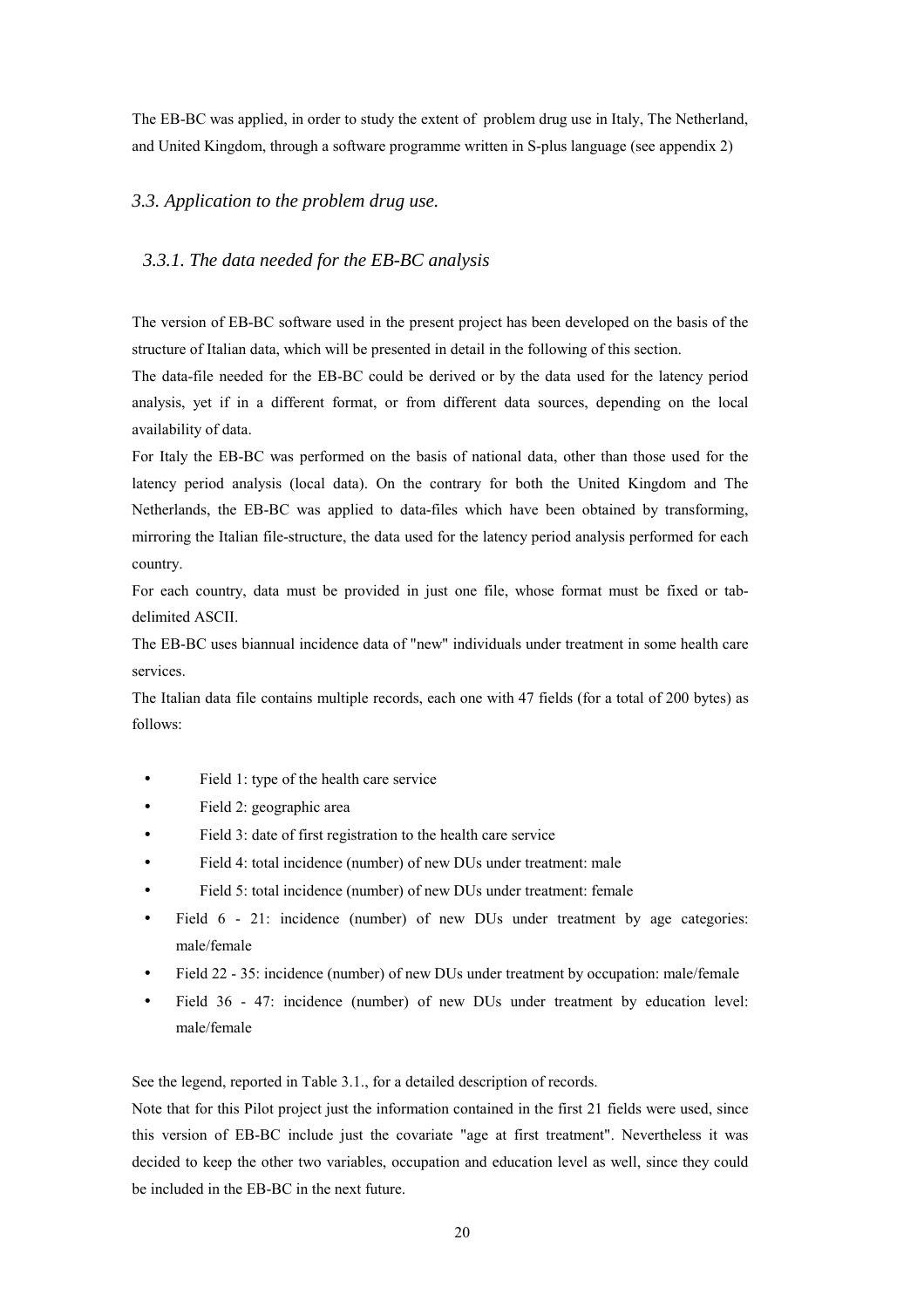The EB-BC was applied, in order to study the extent of problem drug use in Italy, The Netherland, and United Kingdom, through a software programme written in S-plus language (see appendix 2)

### *3.3. Application to the problem drug use.*

#### *3.3.1. The data needed for the EB-BC analysis*

The version of EB-BC software used in the present project has been developed on the basis of the structure of Italian data, which will be presented in detail in the following of this section.

The data-file needed for the EB-BC could be derived or by the data used for the latency period analysis, yet if in a different format, or from different data sources, depending on the local availability of data.

For Italy the EB-BC was performed on the basis of national data, other than those used for the latency period analysis (local data). On the contrary for both the United Kingdom and The Netherlands, the EB-BC was applied to data-files which have been obtained by transforming, mirroring the Italian file-structure, the data used for the latency period analysis performed for each country.

For each country, data must be provided in just one file, whose format must be fixed or tab-delimited ASCII.

The EB-BC uses biannual incidence data of "new" individuals under treatment in some health care services.

The Italian data file contains multiple records, each one with 47 fields (for a total of 200 bytes) as follows:

- Field 1: type of the health care service
- Field 2: geographic area
- Field 3: date of first registration to the health care service
- Field 4: total incidence (number) of new DUs under treatment: male
- Field 5: total incidence (number) of new DUs under treatment: female
- Field 6 - 21: incidence (number) of new DUs under treatment by age categories: male/female
- Field 22 - 35: incidence (number) of new DUs under treatment by occupation: male/female
- Field 36 - 47: incidence (number) of new DUs under treatment by education level: male/female

See the legend, reported in Table 3.1., for a detailed description of records.

Note that for this Pilot project just the information contained in the first 21 fields were used, since this version of EB-BC include just the covariate "age at first treatment". Nevertheless it was decided to keep the other two variables, occupation and education level as well, since they could be included in the EB-BC in the next future.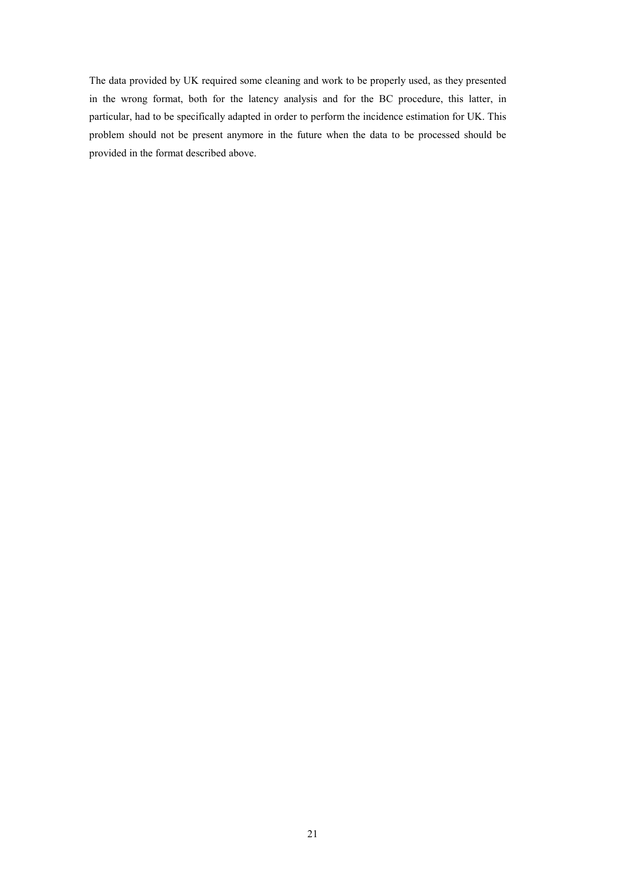The data provided by UK required some cleaning and work to be properly used, as they presented in the wrong format, both for the latency analysis and for the BC procedure, this latter, in particular, had to be specifically adapted in order to perform the incidence estimation for UK. This problem should not be present anymore in the future when the data to be processed should be provided in the format described above.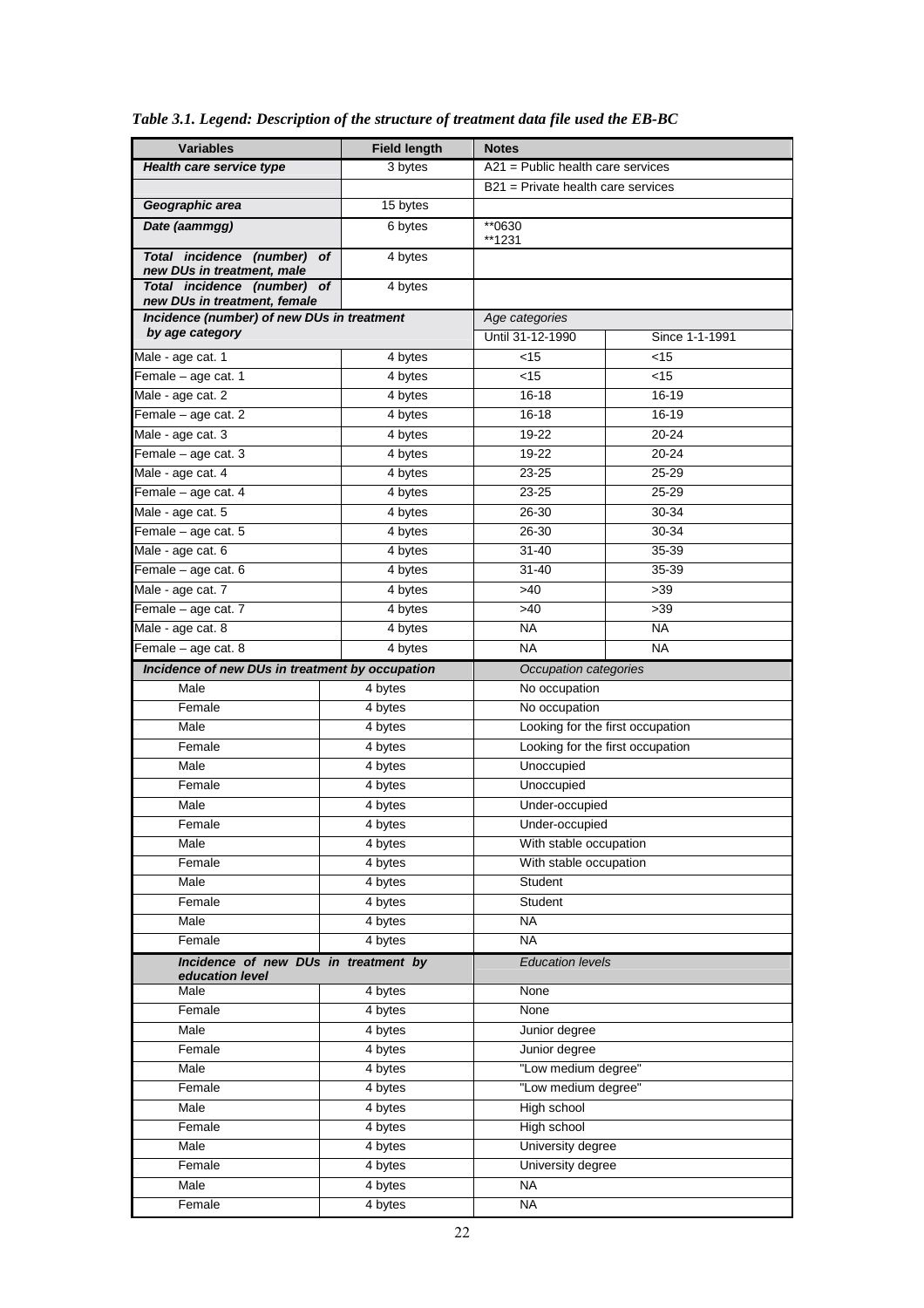*Table 3.1. Legend: Description of the structure of treatment data file used the EB-BC*

| Variables | Field length | Notes | |
|---|---|---|---|
| ***Health care service type*** | 3 bytes | A21 = Public health care services | |
| | | B21 = Private health care services | |
| ***Geographic area*** | 15 bytes | | |
| ***Date (aammgg)*** | 6 bytes | **0630<br>**1231 | |
| ***Total incidence (number) of new DUs in treatment, male*** | 4 bytes | | |
| ***Total incidence (number) of new DUs in treatment, female*** | 4 bytes | | |
| ***Incidence (number) of new DUs in treatment by age category*** | | *Age categories* | |
| | | Until 31-12-1990 | Since 1-1-1991 |
| Male - age cat. 1 | 4 bytes | <15 | <15 |
| Female – age cat. 1 | 4 bytes | <15 | <15 |
| Male - age cat. 2 | 4 bytes | 16-18 | 16-19 |
| Female – age cat. 2 | 4 bytes | 16-18 | 16-19 |
| Male - age cat. 3 | 4 bytes | 19-22 | 20-24 |
| Female – age cat. 3 | 4 bytes | 19-22 | 20-24 |
| Male - age cat. 4 | 4 bytes | 23-25 | 25-29 |
| Female – age cat. 4 | 4 bytes | 23-25 | 25-29 |
| Male - age cat. 5 | 4 bytes | 26-30 | 30-34 |
| Female – age cat. 5 | 4 bytes | 26-30 | 30-34 |
| Male - age cat. 6 | 4 bytes | 31-40 | 35-39 |
| Female – age cat. 6 | 4 bytes | 31-40 | 35-39 |
| Male - age cat. 7 | 4 bytes | >40 | >39 |
| Female – age cat. 7 | 4 bytes | >40 | >39 |
| Male - age cat. 8 | 4 bytes | NA | NA |
| Female – age cat. 8 | 4 bytes | NA | NA |
| ***Incidence of new DUs in treatment by occupation*** | | *Occupation categories* | |
| Male | 4 bytes | No occupation | |
| Female | 4 bytes | No occupation | |
| Male | 4 bytes | Looking for the first occupation | |
| Female | 4 bytes | Looking for the first occupation | |
| Male | 4 bytes | Unoccupied | |
| Female | 4 bytes | Unoccupied | |
| Male | 4 bytes | Under-occupied | |
| Female | 4 bytes | Under-occupied | |
| Male | 4 bytes | With stable occupation | |
| Female | 4 bytes | With stable occupation | |
| Male | 4 bytes | Student | |
| Female | 4 bytes | Student | |
| Male | 4 bytes | NA | |
| Female | 4 bytes | NA | |
| ***Incidence of new DUs in treatment by education level*** | | *Education levels* | |
| Male | 4 bytes | None | |
| Female | 4 bytes | None | |
| Male | 4 bytes | Junior degree | |
| Female | 4 bytes | Junior degree | |
| Male | 4 bytes | "Low medium degree" | |
| Female | 4 bytes | "Low medium degree" | |
| Male | 4 bytes | High school | |
| Female | 4 bytes | High school | |
| Male | 4 bytes | University degree | |
| Female | 4 bytes | University degree | |
| Male | 4 bytes | NA | |
| Female | 4 bytes | NA | |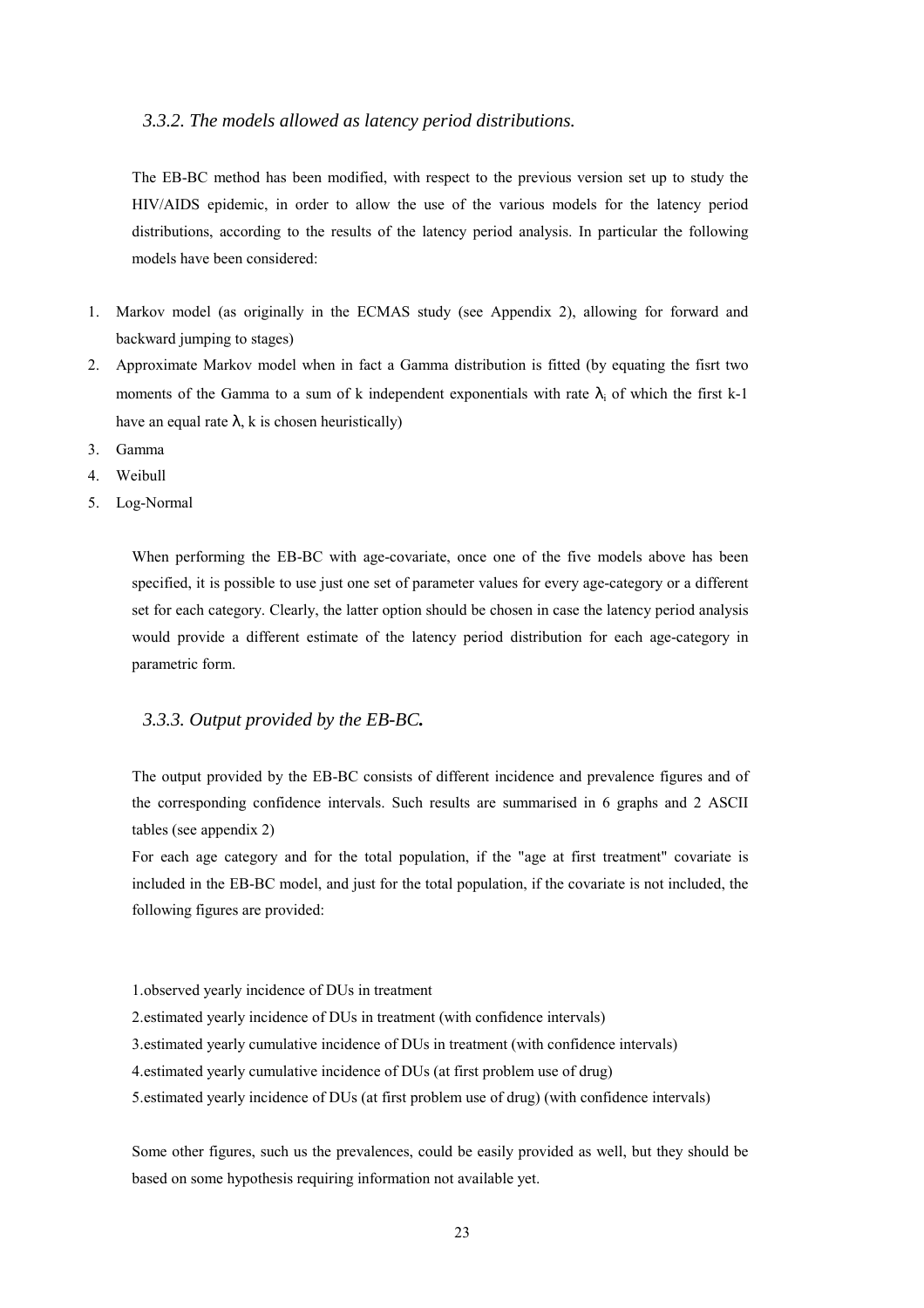### *3.3.2. The models allowed as latency period distributions.*

The EB-BC method has been modified, with respect to the previous version set up to study the HIV/AIDS epidemic, in order to allow the use of the various models for the latency period distributions, according to the results of the latency period analysis. In particular the following models have been considered:

1. Markov model (as originally in the ECMAS study (see Appendix 2), allowing for forward and backward jumping to stages)
2. Approximate Markov model when in fact a Gamma distribution is fitted (by equating the fisrt two moments of the Gamma to a sum of k independent exponentials with rate $\lambda_i$ of which the first k-1 have an equal rate $\lambda$, k is chosen heuristically)
3. Gamma
4. Weibull
5. Log-Normal

When performing the EB-BC with age-covariate, once one of the five models above has been specified, it is possible to use just one set of parameter values for every age-category or a different set for each category. Clearly, the latter option should be chosen in case the latency period analysis would provide a different estimate of the latency period distribution for each age-category in parametric form.

### *3.3.3. Output provided by the EB-BC.*

The output provided by the EB-BC consists of different incidence and prevalence figures and of the corresponding confidence intervals. Such results are summarised in 6 graphs and 2 ASCII tables (see appendix 2)

For each age category and for the total population, if the "age at first treatment" covariate is included in the EB-BC model, and just for the total population, if the covariate is not included, the following figures are provided:

1. observed yearly incidence of DUs in treatment
2. estimated yearly incidence of DUs in treatment (with confidence intervals)
3. estimated yearly cumulative incidence of DUs in treatment (with confidence intervals)
4. estimated yearly cumulative incidence of DUs (at first problem use of drug)
5. estimated yearly incidence of DUs (at first problem use of drug) (with confidence intervals)

Some other figures, such us the prevalences, could be easily provided as well, but they should be based on some hypothesis requiring information not available yet.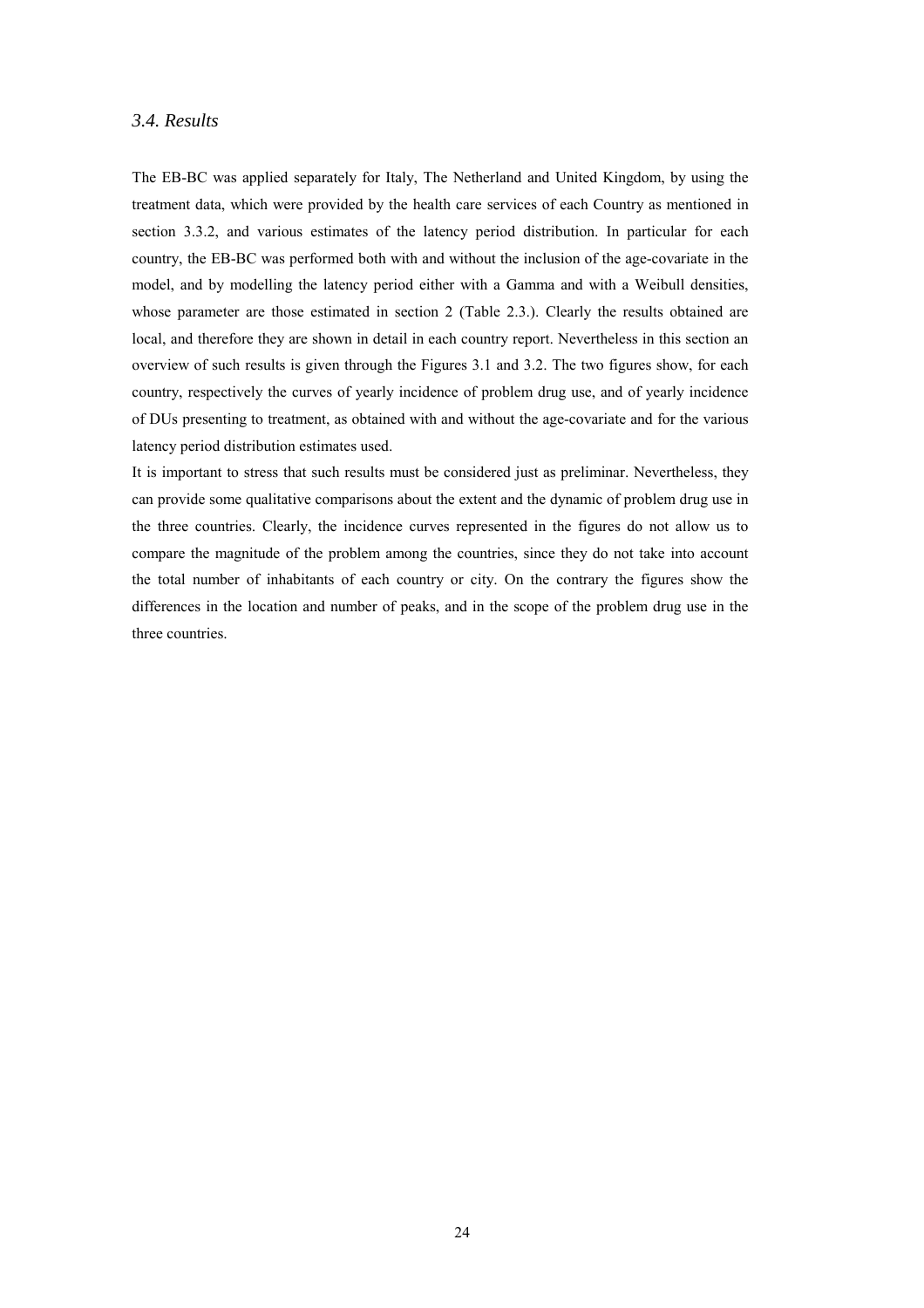### *3.4. Results*

The EB-BC was applied separately for Italy, The Netherland and United Kingdom, by using the treatment data, which were provided by the health care services of each Country as mentioned in section 3.3.2, and various estimates of the latency period distribution. In particular for each country, the EB-BC was performed both with and without the inclusion of the age-covariate in the model, and by modelling the latency period either with a Gamma and with a Weibull densities, whose parameter are those estimated in section 2 (Table 2.3.). Clearly the results obtained are local, and therefore they are shown in detail in each country report. Nevertheless in this section an overview of such results is given through the Figures 3.1 and 3.2. The two figures show, for each country, respectively the curves of yearly incidence of problem drug use, and of yearly incidence of DUs presenting to treatment, as obtained with and without the age-covariate and for the various latency period distribution estimates used.

It is important to stress that such results must be considered just as preliminar. Nevertheless, they can provide some qualitative comparisons about the extent and the dynamic of problem drug use in the three countries. Clearly, the incidence curves represented in the figures do not allow us to compare the magnitude of the problem among the countries, since they do not take into account the total number of inhabitants of each country or city. On the contrary the figures show the differences in the location and number of peaks, and in the scope of the problem drug use in the three countries.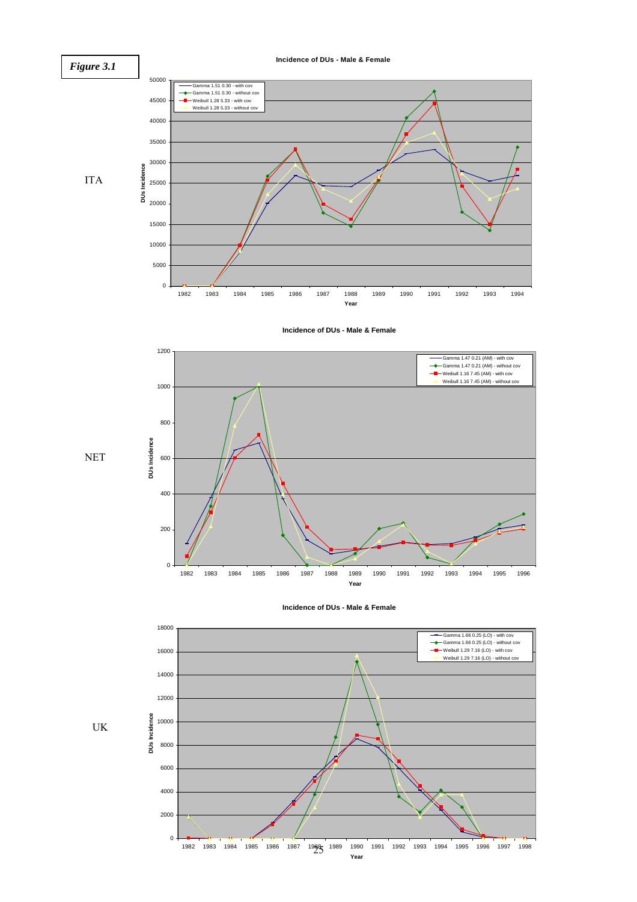*Figure 3.1*

ITA

**Incidence of DUs - Male & Female**

- Gamma 1.51 0.30 - with cov
- Gamma 1.51 0.30 - without cov
- Weibull 1.28 5.33 - with cov
- Weibull 1.28 5.33 - without cov

DUs Incidence

Year

NET

**Incidence of DUs - Male & Female**

- Gamma 1.47 0.21 (AM) - with cov
- Gamma 1.47 0.21 (AM) - without cov
- Weibull 1.16 7.45 (AM) - with cov
- Weibull 1.16 7.45 (AM) - without cov

DUs Incidence

Year

UK

**Incidence of DUs - Male & Female**

- Gamma 1.66 0.25 (LO) - with cov
- Gamma 1.66 0.25 (LO) - without cov
- Weibull 1.29 7.16 (LO) - with cov
- Weibull 1.29 7.16 (LO) - without cov

DUs Incidence

Year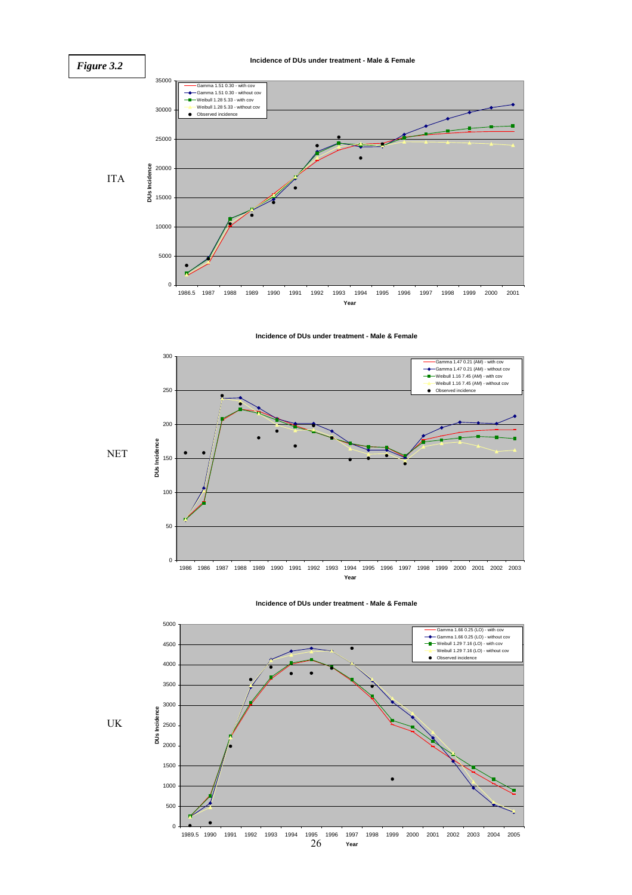*Figure 3.2*

ITA

**Incidence of DUs under treatment - Male & Female**

NET

**Incidence of DUs under treatment - Male & Female**

UK

**Incidence of DUs under treatment - Male & Female**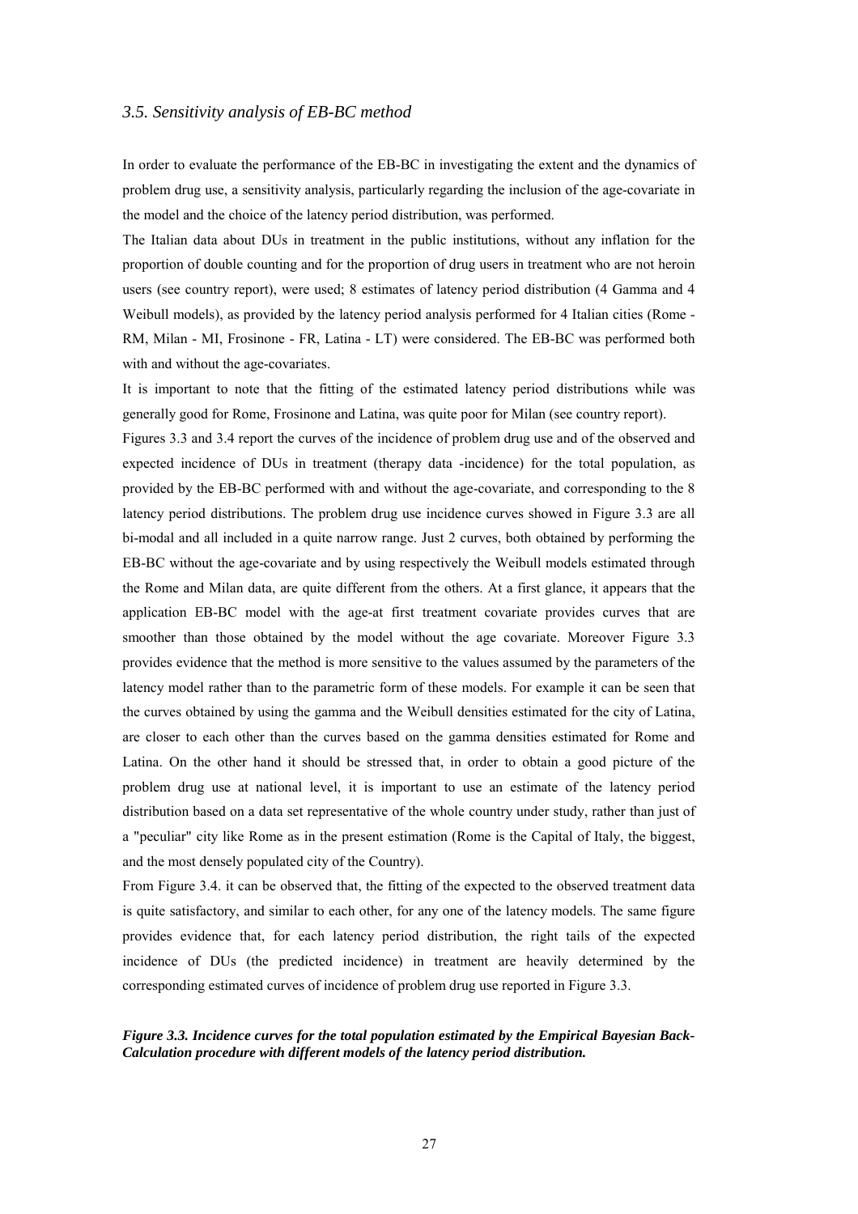### *3.5. Sensitivity analysis of EB-BC method*

In order to evaluate the performance of the EB-BC in investigating the extent and the dynamics of problem drug use, a sensitivity analysis, particularly regarding the inclusion of the age-covariate in the model and the choice of the latency period distribution, was performed.

The Italian data about DUs in treatment in the public institutions, without any inflation for the proportion of double counting and for the proportion of drug users in treatment who are not heroin users (see country report), were used; 8 estimates of latency period distribution (4 Gamma and 4 Weibull models), as provided by the latency period analysis performed for 4 Italian cities (Rome - RM, Milan - MI, Frosinone - FR, Latina - LT) were considered. The EB-BC was performed both with and without the age-covariates.

It is important to note that the fitting of the estimated latency period distributions while was generally good for Rome, Frosinone and Latina, was quite poor for Milan (see country report).

Figures 3.3 and 3.4 report the curves of the incidence of problem drug use and of the observed and expected incidence of DUs in treatment (therapy data -incidence) for the total population, as provided by the EB-BC performed with and without the age-covariate, and corresponding to the 8 latency period distributions. The problem drug use incidence curves showed in Figure 3.3 are all bi-modal and all included in a quite narrow range. Just 2 curves, both obtained by performing the EB-BC without the age-covariate and by using respectively the Weibull models estimated through the Rome and Milan data, are quite different from the others. At a first glance, it appears that the application EB-BC model with the age-at first treatment covariate provides curves that are smoother than those obtained by the model without the age covariate. Moreover Figure 3.3 provides evidence that the method is more sensitive to the values assumed by the parameters of the latency model rather than to the parametric form of these models. For example it can be seen that the curves obtained by using the gamma and the Weibull densities estimated for the city of Latina, are closer to each other than the curves based on the gamma densities estimated for Rome and Latina. On the other hand it should be stressed that, in order to obtain a good picture of the problem drug use at national level, it is important to use an estimate of the latency period distribution based on a data set representative of the whole country under study, rather than just of a "peculiar" city like Rome as in the present estimation (Rome is the Capital of Italy, the biggest, and the most densely populated city of the Country).

From Figure 3.4. it can be observed that, the fitting of the expected to the observed treatment data is quite satisfactory, and similar to each other, for any one of the latency models. The same figure provides evidence that, for each latency period distribution, the right tails of the expected incidence of DUs (the predicted incidence) in treatment are heavily determined by the corresponding estimated curves of incidence of problem drug use reported in Figure 3.3.

***Figure 3.3. Incidence curves for the total population estimated by the Empirical Bayesian Back-Calculation procedure with different models of the latency period distribution.***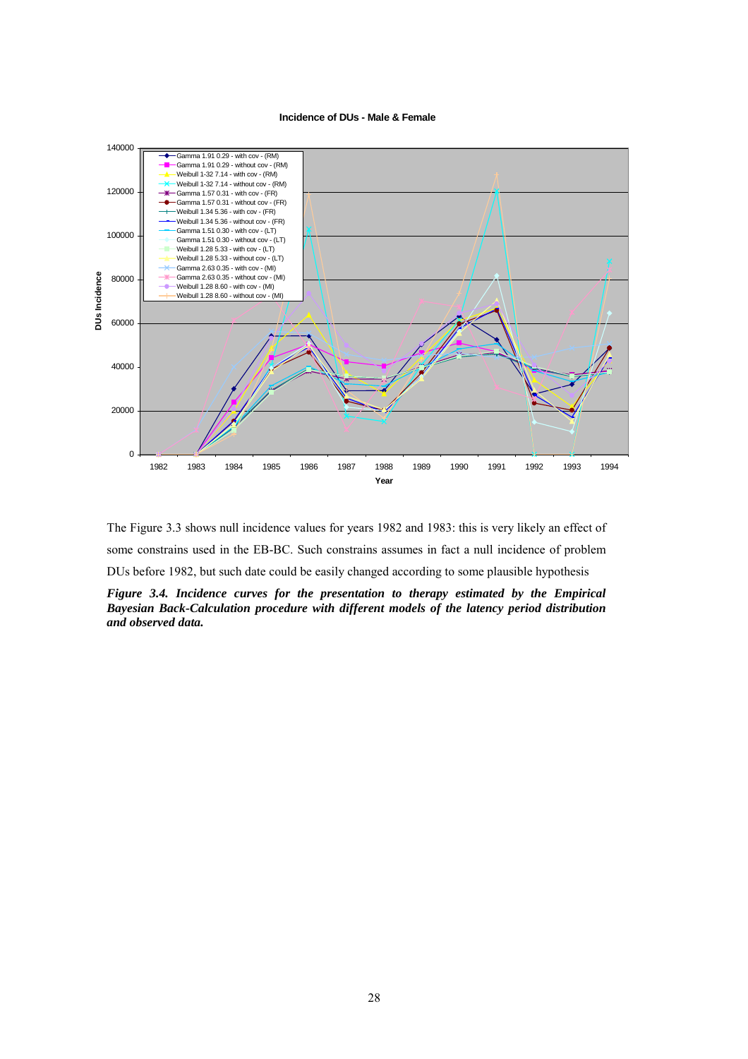The Figure 3.3 shows null incidence values for years 1982 and 1983: this is very likely an effect of some constrains used in the EB-BC. Such constrains assumes in fact a null incidence of problem DUs before 1982, but such date could be easily changed according to some plausible hypothesis

***Figure 3.4. Incidence curves for the presentation to therapy estimated by the Empirical Bayesian Back-Calculation procedure with different models of the latency period distribution and observed data.***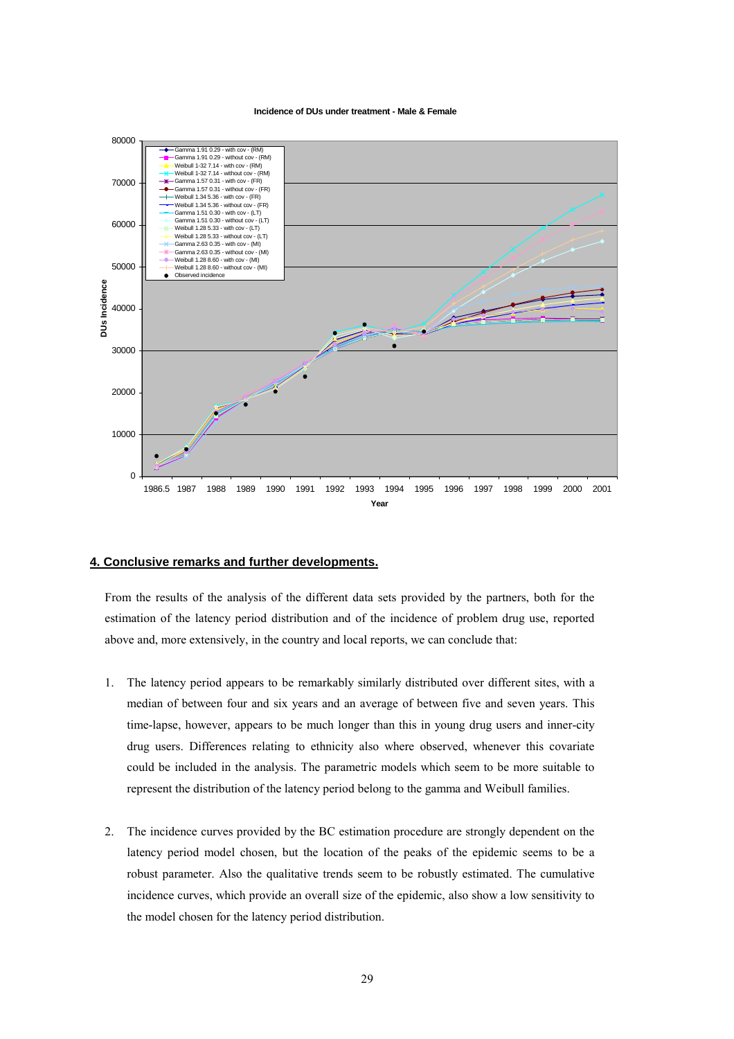**Incidence of DUs under treatment - Male & Female**

## 4. Conclusive remarks and further developments.

From the results of the analysis of the different data sets provided by the partners, both for the estimation of the latency period distribution and of the incidence of problem drug use, reported above and, more extensively, in the country and local reports, we can conclude that:

1. The latency period appears to be remarkably similarly distributed over different sites, with a median of between four and six years and an average of between five and seven years. This time-lapse, however, appears to be much longer than this in young drug users and inner-city drug users. Differences relating to ethnicity also where observed, whenever this covariate could be included in the analysis. The parametric models which seem to be more suitable to represent the distribution of the latency period belong to the gamma and Weibull families.

2. The incidence curves provided by the BC estimation procedure are strongly dependent on the latency period model chosen, but the location of the peaks of the epidemic seems to be a robust parameter. Also the qualitative trends seem to be robustly estimated. The cumulative incidence curves, which provide an overall size of the epidemic, also show a low sensitivity to the model chosen for the latency period distribution.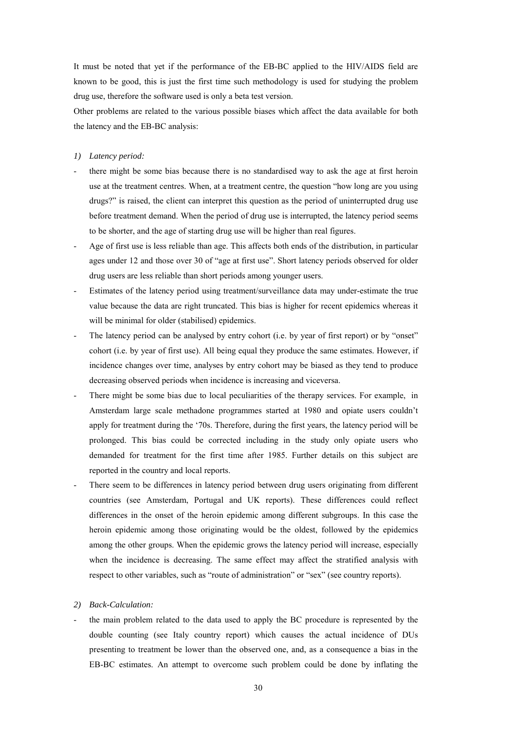It must be noted that yet if the performance of the EB-BC applied to the HIV/AIDS field are known to be good, this is just the first time such methodology is used for studying the problem drug use, therefore the software used is only a beta test version.

Other problems are related to the various possible biases which affect the data available for both the latency and the EB-BC analysis:

*1) Latency period:*

- there might be some bias because there is no standardised way to ask the age at first heroin use at the treatment centres. When, at a treatment centre, the question "how long are you using drugs?" is raised, the client can interpret this question as the period of uninterrupted drug use before treatment demand. When the period of drug use is interrupted, the latency period seems to be shorter, and the age of starting drug use will be higher than real figures.
- Age of first use is less reliable than age. This affects both ends of the distribution, in particular ages under 12 and those over 30 of "age at first use". Short latency periods observed for older drug users are less reliable than short periods among younger users.
- Estimates of the latency period using treatment/surveillance data may under-estimate the true value because the data are right truncated. This bias is higher for recent epidemics whereas it will be minimal for older (stabilised) epidemics.
- The latency period can be analysed by entry cohort (i.e. by year of first report) or by "onset" cohort (i.e. by year of first use). All being equal they produce the same estimates. However, if incidence changes over time, analyses by entry cohort may be biased as they tend to produce decreasing observed periods when incidence is increasing and viceversa.
- There might be some bias due to local peculiarities of the therapy services. For example, in Amsterdam large scale methadone programmes started at 1980 and opiate users couldn't apply for treatment during the '70s. Therefore, during the first years, the latency period will be prolonged. This bias could be corrected including in the study only opiate users who demanded for treatment for the first time after 1985. Further details on this subject are reported in the country and local reports.
- There seem to be differences in latency period between drug users originating from different countries (see Amsterdam, Portugal and UK reports). These differences could reflect differences in the onset of the heroin epidemic among different subgroups. In this case the heroin epidemic among those originating would be the oldest, followed by the epidemics among the other groups. When the epidemic grows the latency period will increase, especially when the incidence is decreasing. The same effect may affect the stratified analysis with respect to other variables, such as "route of administration" or "sex" (see country reports).

*2) Back-Calculation:*

- the main problem related to the data used to apply the BC procedure is represented by the double counting (see Italy country report) which causes the actual incidence of DUs presenting to treatment be lower than the observed one, and, as a consequence a bias in the EB-BC estimates. An attempt to overcome such problem could be done by inflating the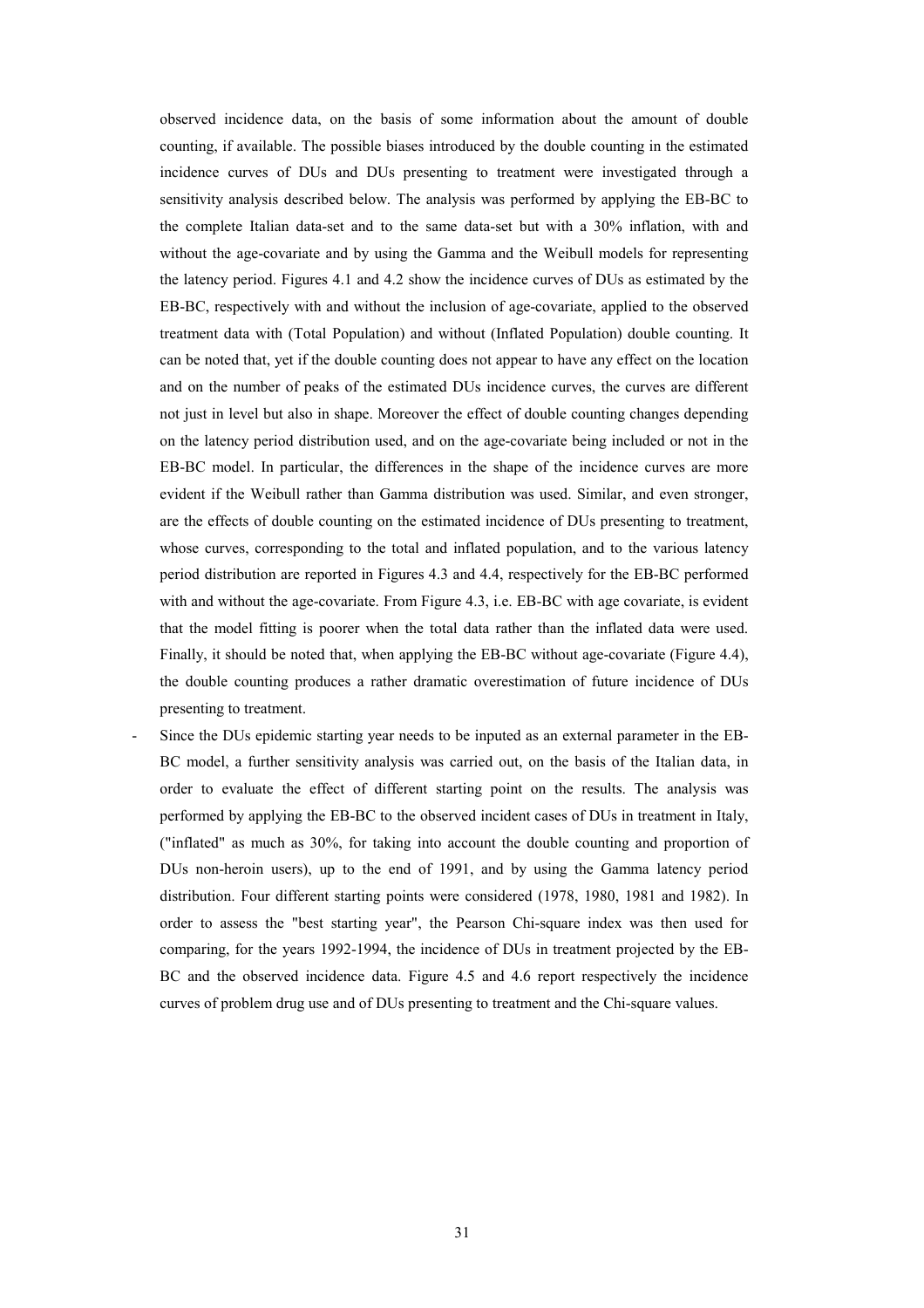observed incidence data, on the basis of some information about the amount of double counting, if available. The possible biases introduced by the double counting in the estimated incidence curves of DUs and DUs presenting to treatment were investigated through a sensitivity analysis described below. The analysis was performed by applying the EB-BC to the complete Italian data-set and to the same data-set but with a 30% inflation, with and without the age-covariate and by using the Gamma and the Weibull models for representing the latency period. Figures 4.1 and 4.2 show the incidence curves of DUs as estimated by the EB-BC, respectively with and without the inclusion of age-covariate, applied to the observed treatment data with (Total Population) and without (Inflated Population) double counting. It can be noted that, yet if the double counting does not appear to have any effect on the location and on the number of peaks of the estimated DUs incidence curves, the curves are different not just in level but also in shape. Moreover the effect of double counting changes depending on the latency period distribution used, and on the age-covariate being included or not in the EB-BC model. In particular, the differences in the shape of the incidence curves are more evident if the Weibull rather than Gamma distribution was used. Similar, and even stronger, are the effects of double counting on the estimated incidence of DUs presenting to treatment, whose curves, corresponding to the total and inflated population, and to the various latency period distribution are reported in Figures 4.3 and 4.4, respectively for the EB-BC performed with and without the age-covariate. From Figure 4.3, i.e. EB-BC with age covariate, is evident that the model fitting is poorer when the total data rather than the inflated data were used. Finally, it should be noted that, when applying the EB-BC without age-covariate (Figure 4.4), the double counting produces a rather dramatic overestimation of future incidence of DUs presenting to treatment.

- Since the DUs epidemic starting year needs to be inputed as an external parameter in the EB-BC model, a further sensitivity analysis was carried out, on the basis of the Italian data, in order to evaluate the effect of different starting point on the results. The analysis was performed by applying the EB-BC to the observed incident cases of DUs in treatment in Italy, ("inflated" as much as 30%, for taking into account the double counting and proportion of DUs non-heroin users), up to the end of 1991, and by using the Gamma latency period distribution. Four different starting points were considered (1978, 1980, 1981 and 1982). In order to assess the "best starting year", the Pearson Chi-square index was then used for comparing, for the years 1992-1994, the incidence of DUs in treatment projected by the EB-BC and the observed incidence data. Figure 4.5 and 4.6 report respectively the incidence curves of problem drug use and of DUs presenting to treatment and the Chi-square values.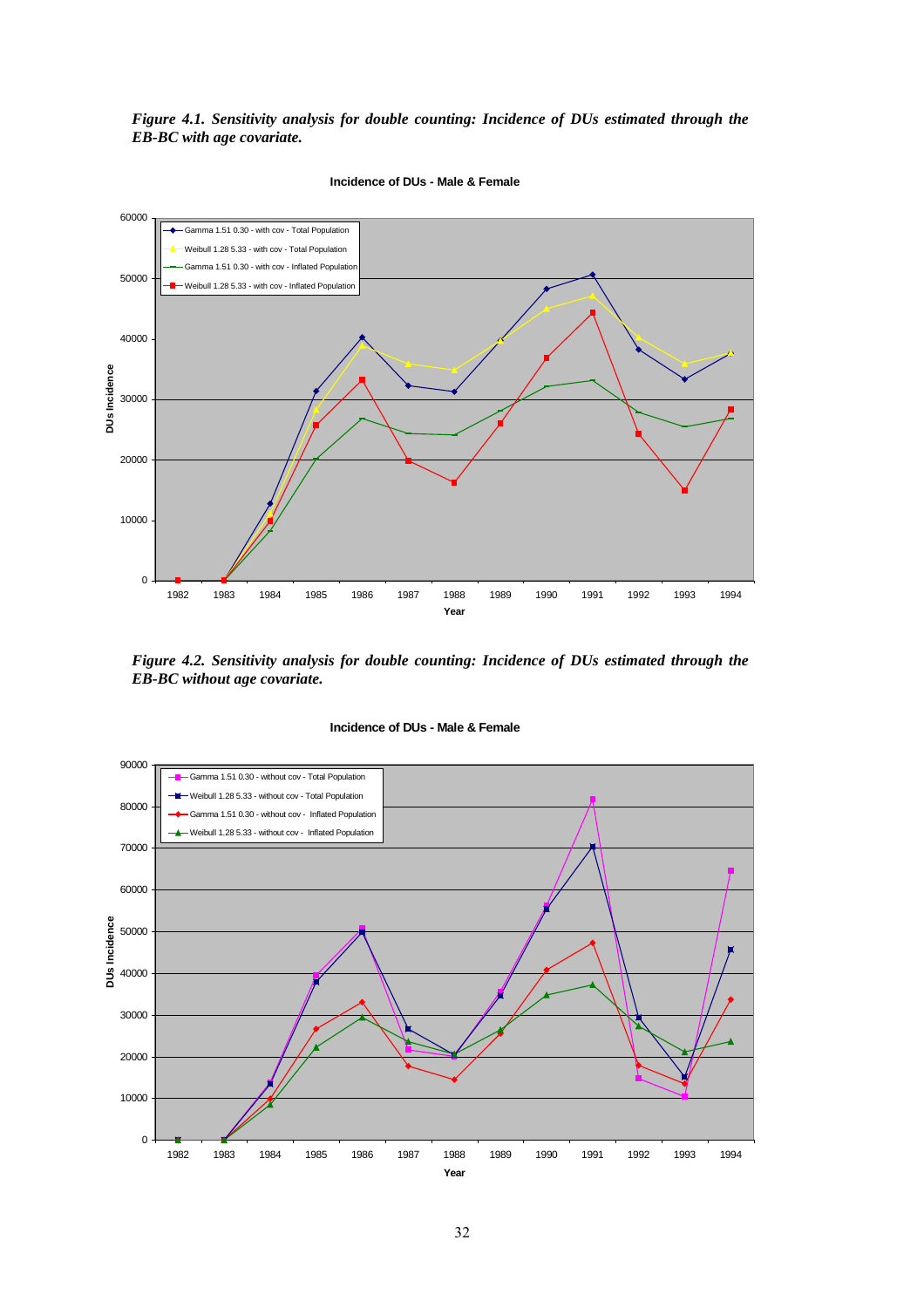*__Figure 4.1. Sensitivity analysis for double counting: Incidence of DUs estimated through the EB-BC with age covariate.__*

**Incidence of DUs - Male & Female**

*__Figure 4.2. Sensitivity analysis for double counting: Incidence of DUs estimated through the EB-BC without age covariate.__*

**Incidence of DUs - Male & Female**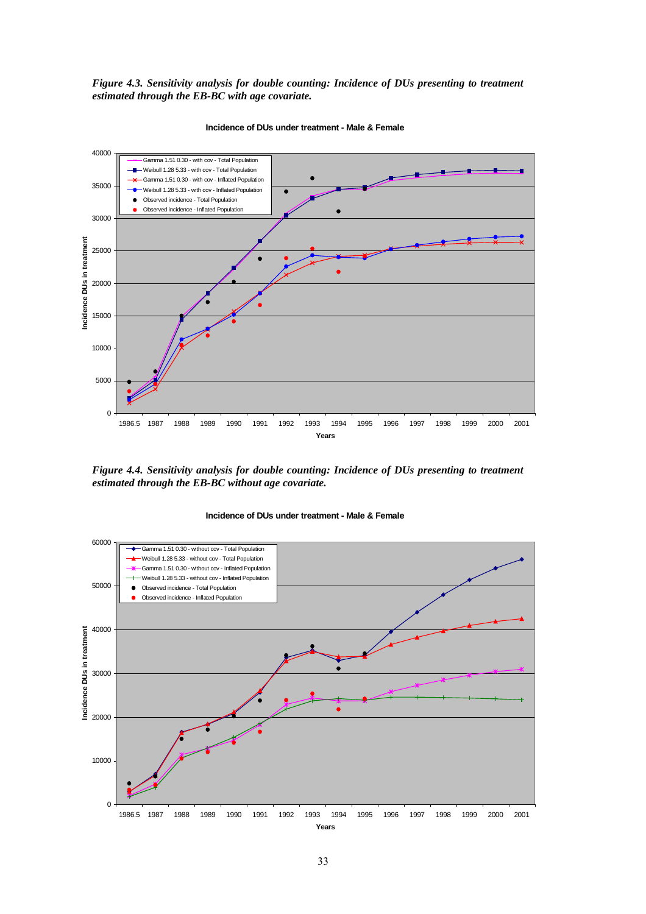*Figure 4.3. Sensitivity analysis for double counting: Incidence of DUs presenting to treatment estimated through the EB-BC with age covariate.*

*Figure 4.4. Sensitivity analysis for double counting: Incidence of DUs presenting to treatment estimated through the EB-BC without age covariate.*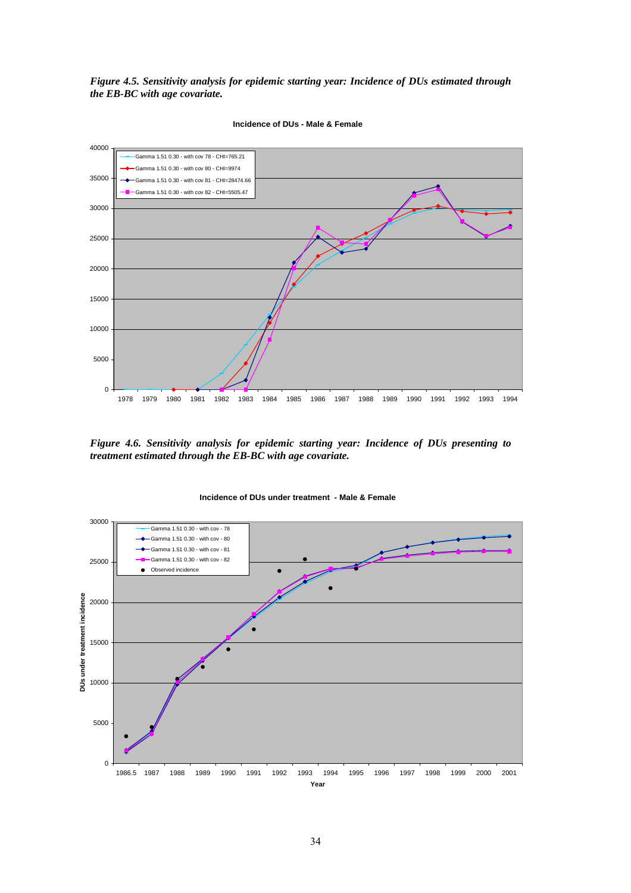*Figure 4.5. Sensitivity analysis for epidemic starting year: Incidence of DUs estimated through the EB-BC with age covariate.*

*Figure 4.6. Sensitivity analysis for epidemic starting year: Incidence of DUs presenting to treatment estimated through the EB-BC with age covariate.*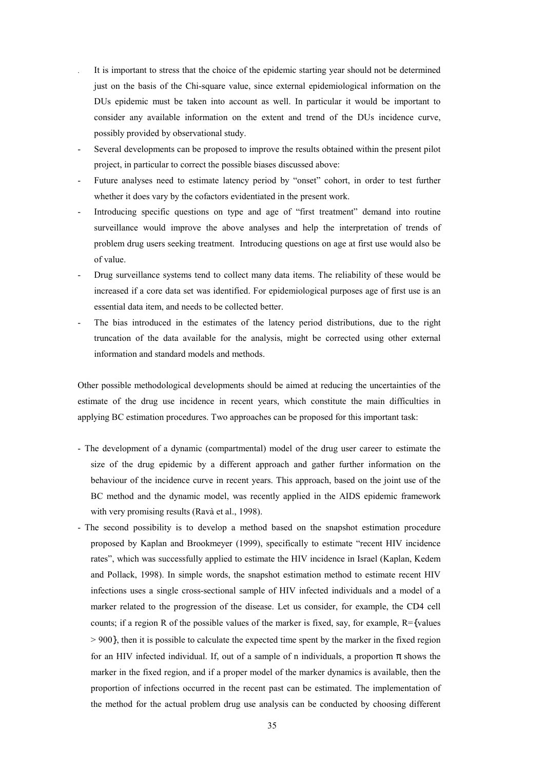- It is important to stress that the choice of the epidemic starting year should not be determined just on the basis of the Chi-square value, since external epidemiological information on the DUs epidemic must be taken into account as well. In particular it would be important to consider any available information on the extent and trend of the DUs incidence curve, possibly provided by observational study.
- Several developments can be proposed to improve the results obtained within the present pilot project, in particular to correct the possible biases discussed above:
- Future analyses need to estimate latency period by "onset" cohort, in order to test further whether it does vary by the cofactors evidentiated in the present work.
- Introducing specific questions on type and age of "first treatment" demand into routine surveillance would improve the above analyses and help the interpretation of trends of problem drug users seeking treatment. Introducing questions on age at first use would also be of value.
- Drug surveillance systems tend to collect many data items. The reliability of these would be increased if a core data set was identified. For epidemiological purposes age of first use is an essential data item, and needs to be collected better.
- The bias introduced in the estimates of the latency period distributions, due to the right truncation of the data available for the analysis, might be corrected using other external information and standard models and methods.

Other possible methodological developments should be aimed at reducing the uncertainties of the estimate of the drug use incidence in recent years, which constitute the main difficulties in applying BC estimation procedures. Two approaches can be proposed for this important task:

- The development of a dynamic (compartmental) model of the drug user career to estimate the size of the drug epidemic by a different approach and gather further information on the behaviour of the incidence curve in recent years. This approach, based on the joint use of the BC method and the dynamic model, was recently applied in the AIDS epidemic framework with very promising results (Ravà et al., 1998).
- The second possibility is to develop a method based on the snapshot estimation procedure proposed by Kaplan and Brookmeyer (1999), specifically to estimate "recent HIV incidence rates", which was successfully applied to estimate the HIV incidence in Israel (Kaplan, Kedem and Pollack, 1998). In simple words, the snapshot estimation method to estimate recent HIV infections uses a single cross-sectional sample of HIV infected individuals and a model of a marker related to the progression of the disease. Let us consider, for example, the CD4 cell counts; if a region R of the possible values of the marker is fixed, say, for example, R={values > 900}, then it is possible to calculate the expected time spent by the marker in the fixed region for an HIV infected individual. If, out of a sample of n individuals, a proportion $\pi$ shows the marker in the fixed region, and if a proper model of the marker dynamics is available, then the proportion of infections occurred in the recent past can be estimated. The implementation of the method for the actual problem drug use analysis can be conducted by choosing different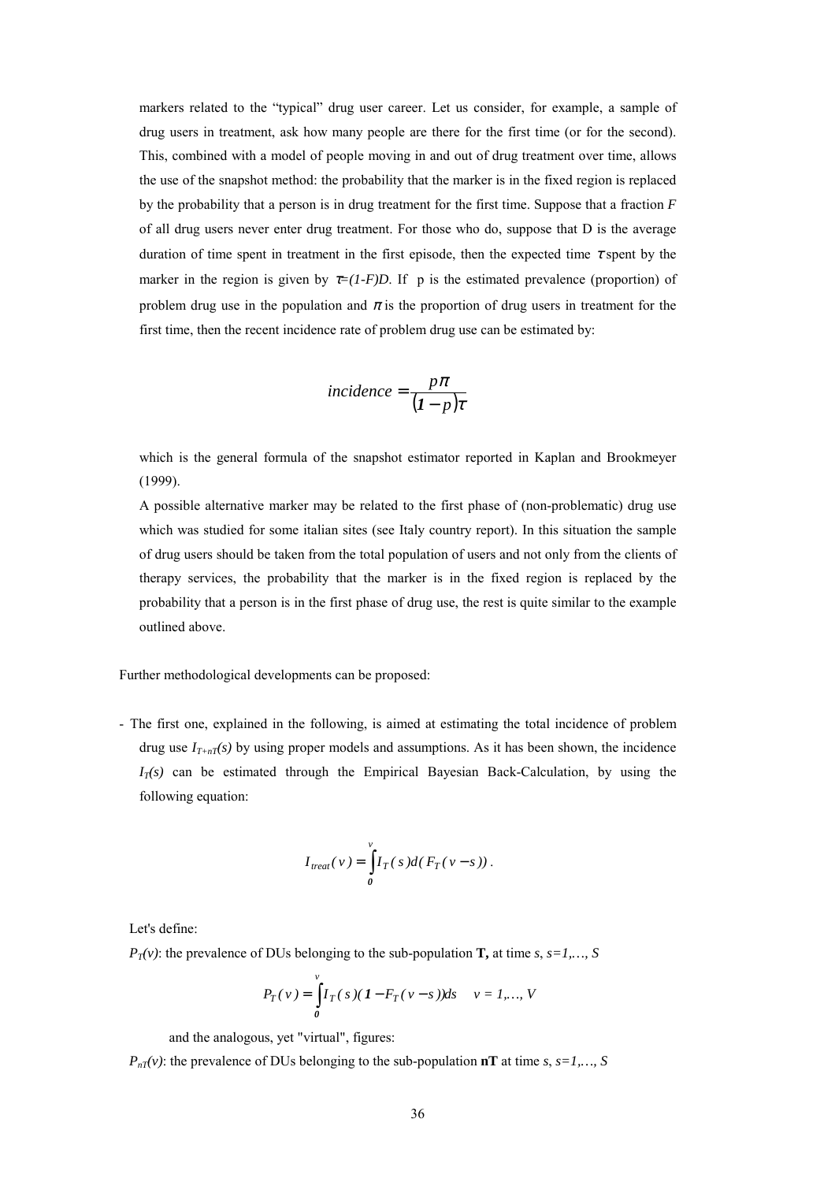markers related to the “typical” drug user career. Let us consider, for example, a sample of drug users in treatment, ask how many people are there for the first time (or for the second). This, combined with a model of people moving in and out of drug treatment over time, allows the use of the snapshot method: the probability that the marker is in the fixed region is replaced by the probability that a person is in drug treatment for the first time. Suppose that a fraction $F$ of all drug users never enter drug treatment. For those who do, suppose that D is the average duration of time spent in treatment in the first episode, then the expected time $\tau$ spent by the marker in the region is given by $\tau=(1-F)D$. If p is the estimated prevalence (proportion) of problem drug use in the population and $\pi$ is the proportion of drug users in treatment for the first time, then the recent incidence rate of problem drug use can be estimated by:

$$incidence = \frac{p\pi}{(1-p)\tau}$$

which is the general formula of the snapshot estimator reported in Kaplan and Brookmeyer (1999).

A possible alternative marker may be related to the first phase of (non-problematic) drug use which was studied for some italian sites (see Italy country report). In this situation the sample of drug users should be taken from the total population of users and not only from the clients of therapy services, the probability that the marker is in the fixed region is replaced by the probability that a person is in the first phase of drug use, the rest is quite similar to the example outlined above.

Further methodological developments can be proposed:

- The first one, explained in the following, is aimed at estimating the total incidence of problem drug use $I_{T+nT}(s)$ by using proper models and assumptions. As it has been shown, the incidence $I_T(s)$ can be estimated through the Empirical Bayesian Back-Calculation, by using the following equation:

$$I_{treat}(v) = \int_0^v I_T(s)d(F_T(v-s)).$$

Let's define:

$P_T(v)$: the prevalence of DUs belonging to the sub-population **T,** at time $s$, $s=1,\ldots, S$

$$P_T(v) = \int_0^v I_T(s)(1-F_T(v-s))ds \quad v = 1,\ldots, V$$

and the analogous, yet "virtual", figures:

$P_{nT}(v)$: the prevalence of DUs belonging to the sub-population **nT** at time $s$, $s=1,\ldots, S$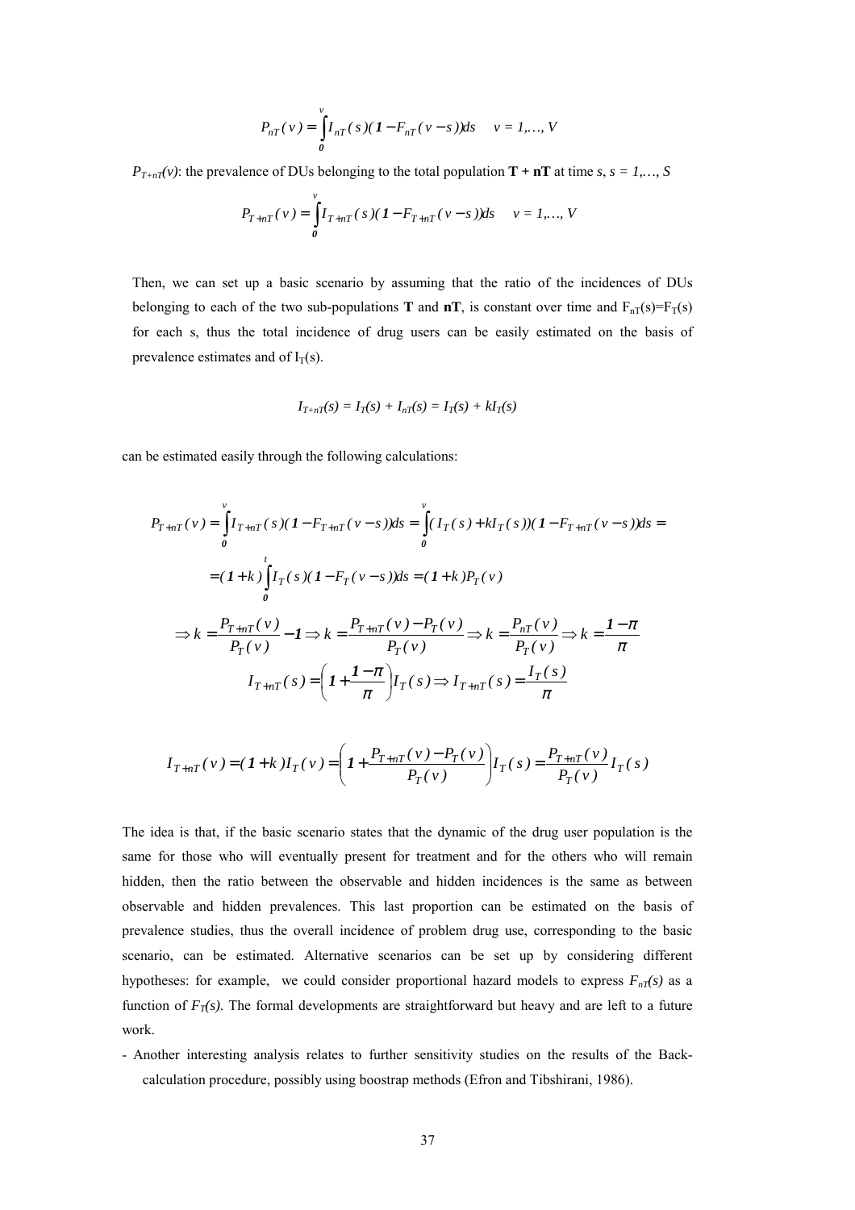$$P_{nT}(v) = \int_{0}^{v} I_{nT}(s)(1 - F_{nT}(v-s))ds \quad v = 1,\ldots, V$$

$P_{T+nT}(v)$: the prevalence of DUs belonging to the total population **T + nT** at time $s$, $s = 1,\ldots, S$

$$P_{T+nT}(v) = \int_{0}^{v} I_{T+nT}(s)(1 - F_{T+nT}(v-s))ds \quad v = 1,\ldots, V$$

Then, we can set up a basic scenario by assuming that the ratio of the incidences of DUs belonging to each of the two sub-populations **T** and **nT**, is constant over time and $F_{nT}(s)=F_T(s)$ for each s, thus the total incidence of drug users can be easily estimated on the basis of prevalence estimates and of $I_T(s)$.

$$I_{T+nT}(s) = I_T(s) + I_{nT}(s) = I_T(s) + kI_T(s)$$

can be estimated easily through the following calculations:

$$P_{T+nT}(v) = \int_{0}^{v} I_{T+nT}(s)(1 - F_{T+nT}(v-s))ds = \int_{0}^{v} (I_T(s) + kI_T(s))(1 - F_{T+nT}(v-s))ds =$$

$$= (1+k)\int_{0}^{t} I_T(s)(1 - F_T(v-s))ds = (1+k)P_T(v)$$

$$\Rightarrow k = \frac{P_{T+nT}(v)}{P_T(v)} - 1 \Rightarrow k = \frac{P_{T+nT}(v) - P_T(v)}{P_T(v)} \Rightarrow k = \frac{P_{nT}(v)}{P_T(v)} \Rightarrow k = \frac{1-\pi}{\pi}$$

$$I_{T+nT}(s) = \left(1 + \frac{1-\pi}{\pi}\right) I_T(s) \Rightarrow I_{T+nT}(s) = \frac{I_T(s)}{\pi}$$

$$I_{T+nT}(v) = (1+k)I_T(v) = \left(1 + \frac{P_{T+nT}(v) - P_T(v)}{P_T(v)}\right) I_T(s) = \frac{P_{T+nT}(v)}{P_T(v)} I_T(s)$$

The idea is that, if the basic scenario states that the dynamic of the drug user population is the same for those who will eventually present for treatment and for the others who will remain hidden, then the ratio between the observable and hidden incidences is the same as between observable and hidden prevalences. This last proportion can be estimated on the basis of prevalence studies, thus the overall incidence of problem drug use, corresponding to the basic scenario, can be estimated. Alternative scenarios can be set up by considering different hypotheses: for example, we could consider proportional hazard models to express $F_{nT}(s)$ as a function of $F_T(s)$. The formal developments are straightforward but heavy and are left to a future work.

- Another interesting analysis relates to further sensitivity studies on the results of the Back-calculation procedure, possibly using boostrap methods (Efron and Tibshirani, 1986).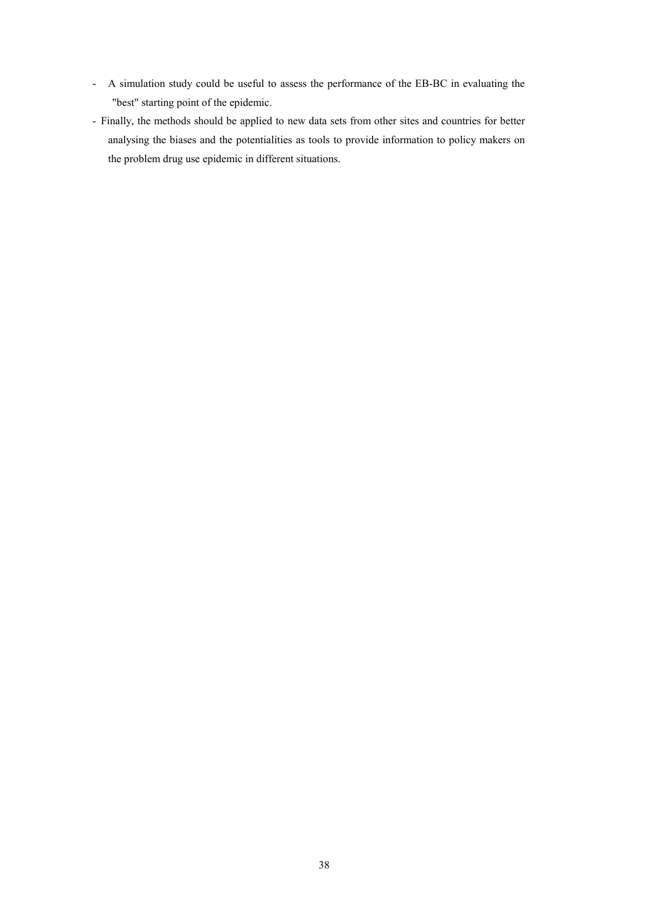- A simulation study could be useful to assess the performance of the EB-BC in evaluating the "best" starting point of the epidemic.
- Finally, the methods should be applied to new data sets from other sites and countries for better analysing the biases and the potentialities as tools to provide information to policy makers on the problem drug use epidemic in different situations.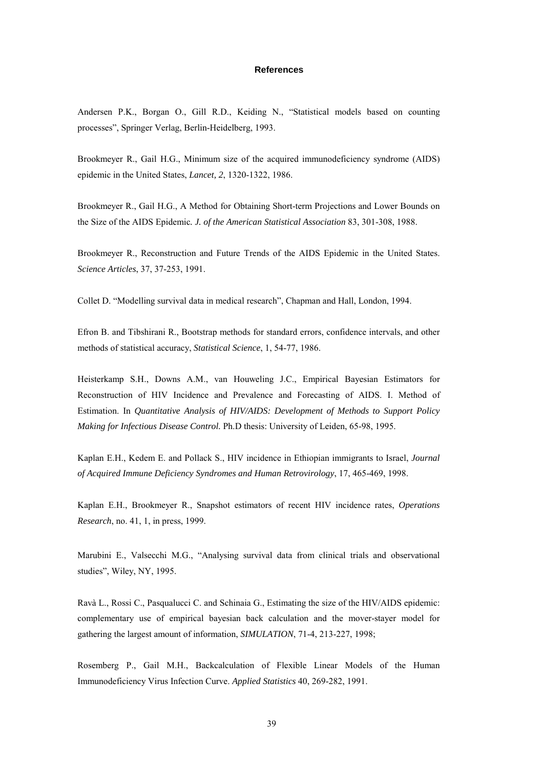# References

Andersen P.K., Borgan O., Gill R.D., Keiding N., "Statistical models based on counting processes", Springer Verlag, Berlin-Heidelberg, 1993.

Brookmeyer R., Gail H.G., Minimum size of the acquired immunodeficiency syndrome (AIDS) epidemic in the United States, *Lancet, 2*, 1320-1322, 1986.

Brookmeyer R., Gail H.G., A Method for Obtaining Short-term Projections and Lower Bounds on the Size of the AIDS Epidemic*. J. of the American Statistical Association* 83, 301-308, 1988.

Brookmeyer R., Reconstruction and Future Trends of the AIDS Epidemic in the United States. *Science Articles*, 37, 37-253, 1991.

Collet D. "Modelling survival data in medical research", Chapman and Hall, London, 1994.

Efron B. and Tibshirani R., Bootstrap methods for standard errors, confidence intervals, and other methods of statistical accuracy, *Statistical Science*, 1, 54-77, 1986.

Heisterkamp S.H., Downs A.M., van Houweling J.C., Empirical Bayesian Estimators for Reconstruction of HIV Incidence and Prevalence and Forecasting of AIDS. I. Method of Estimation. In *Quantitative Analysis of HIV/AIDS: Development of Methods to Support Policy Making for Infectious Disease Control.* Ph.D thesis: University of Leiden, 65-98, 1995.

Kaplan E.H., Kedem E. and Pollack S., HIV incidence in Ethiopian immigrants to Israel, *Journal of Acquired Immune Deficiency Syndromes and Human Retrovirology*, 17, 465-469, 1998.

Kaplan E.H., Brookmeyer R., Snapshot estimators of recent HIV incidence rates, *Operations Research*, no. 41, 1, in press, 1999.

Marubini E., Valsecchi M.G., "Analysing survival data from clinical trials and observational studies", Wiley, NY, 1995.

Ravà L., Rossi C., Pasqualucci C. and Schinaia G., Estimating the size of the HIV/AIDS epidemic: complementary use of empirical bayesian back calculation and the mover-stayer model for gathering the largest amount of information, *SIMULATION*, 71-4, 213-227, 1998;

Rosemberg P., Gail M.H., Backcalculation of Flexible Linear Models of the Human Immunodeficiency Virus Infection Curve. *Applied Statistics* 40, 269-282, 1991.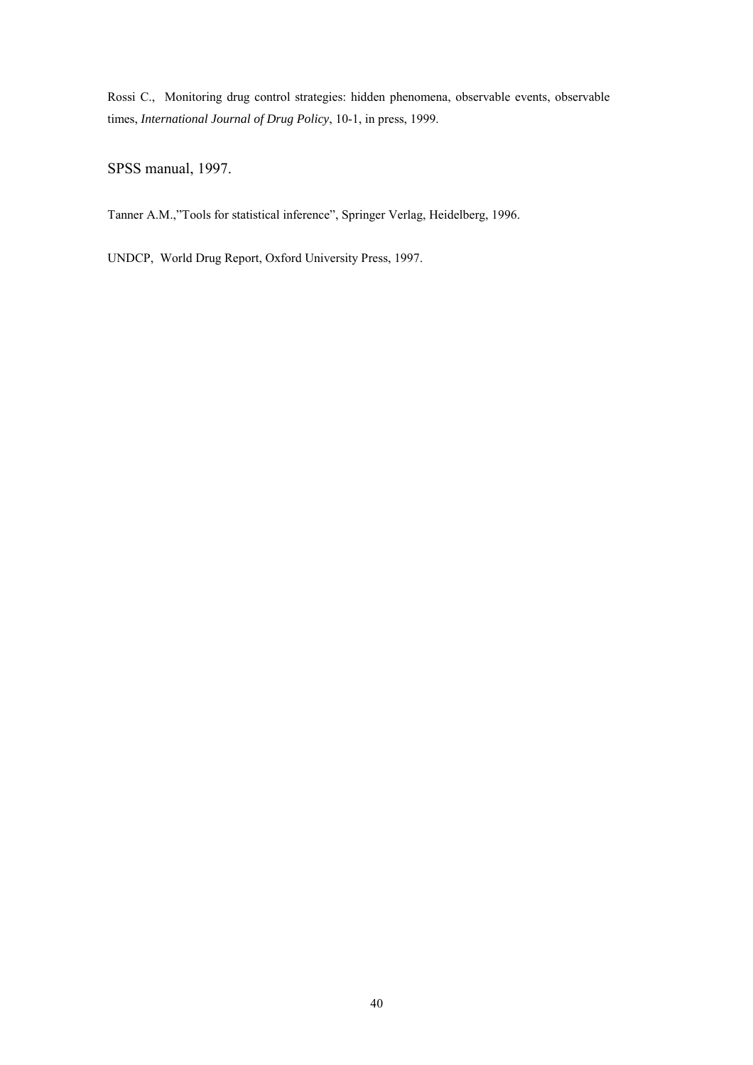Rossi C., Monitoring drug control strategies: hidden phenomena, observable events, observable times, *International Journal of Drug Policy*, 10-1, in press, 1999.

SPSS manual, 1997.

Tanner A.M.,"Tools for statistical inference", Springer Verlag, Heidelberg, 1996.

UNDCP, World Drug Report, Oxford University Press, 1997.